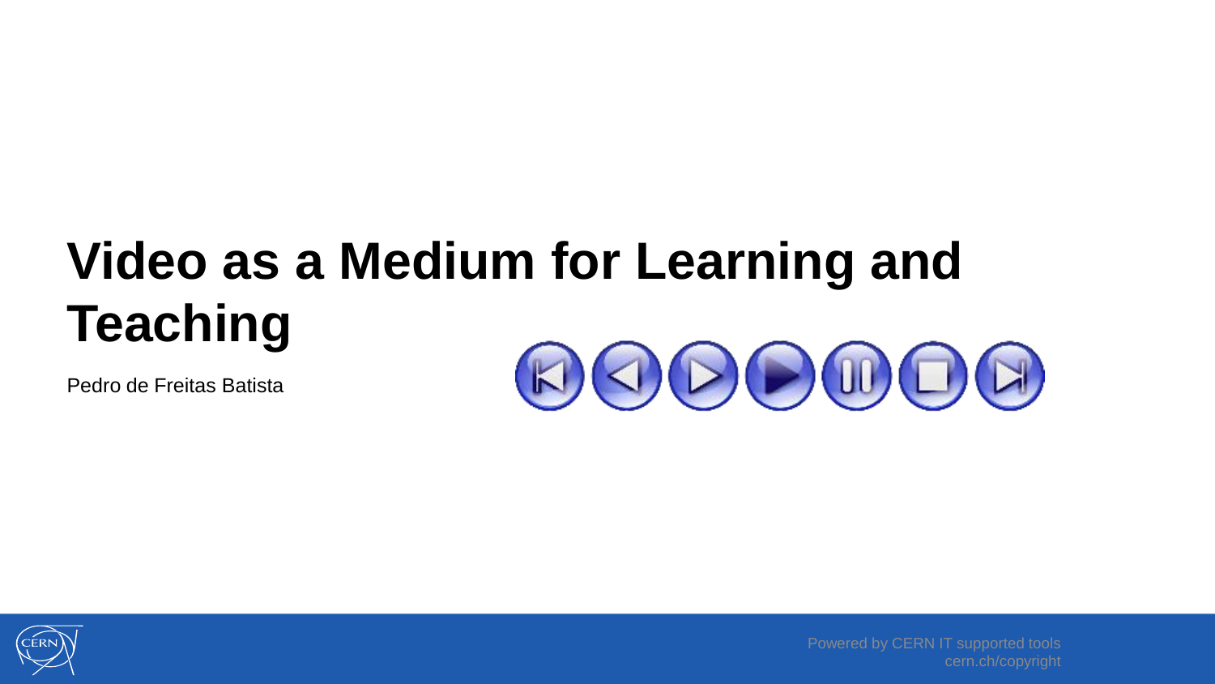# Video as a Medium for Learning and Teaching

Pedro de Freitas Batista

Powered by CERN IT supported tools
cern.ch/copyright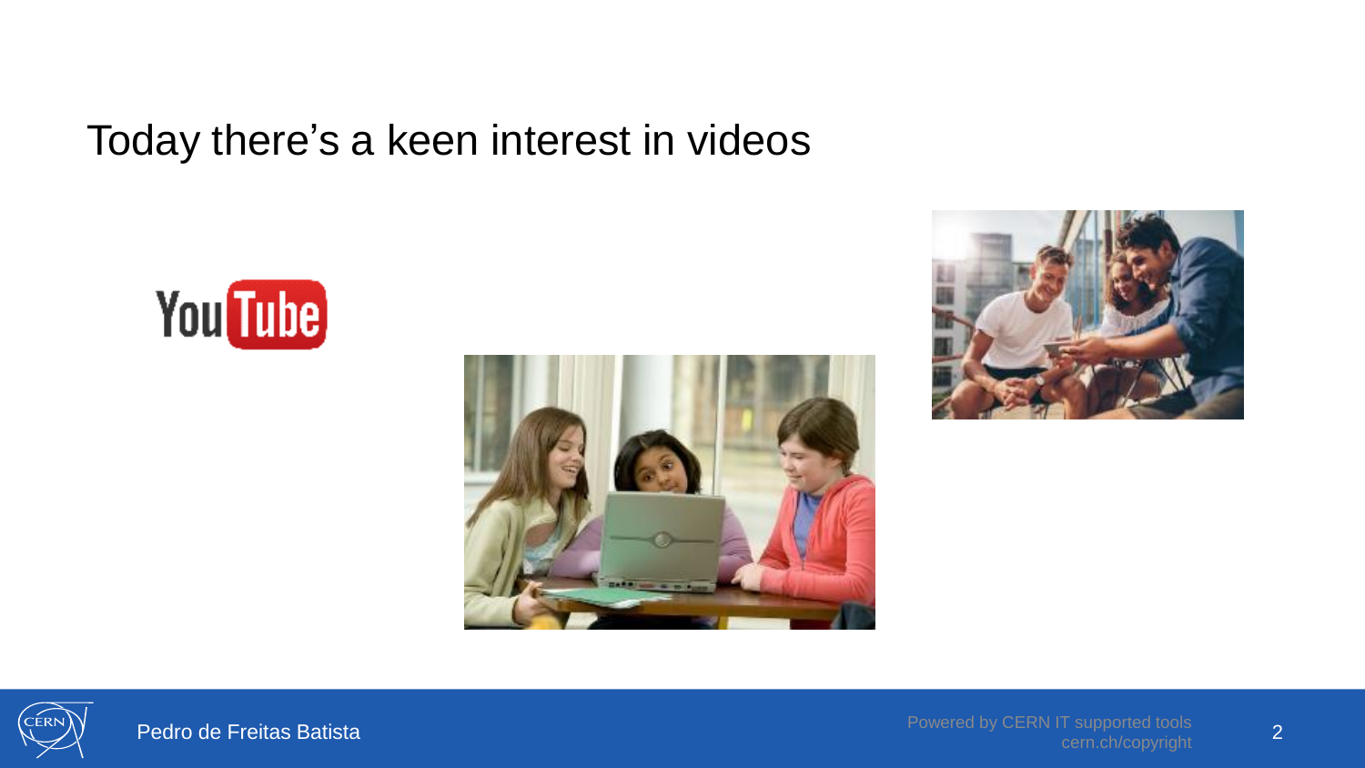# Today there's a keen interest in videos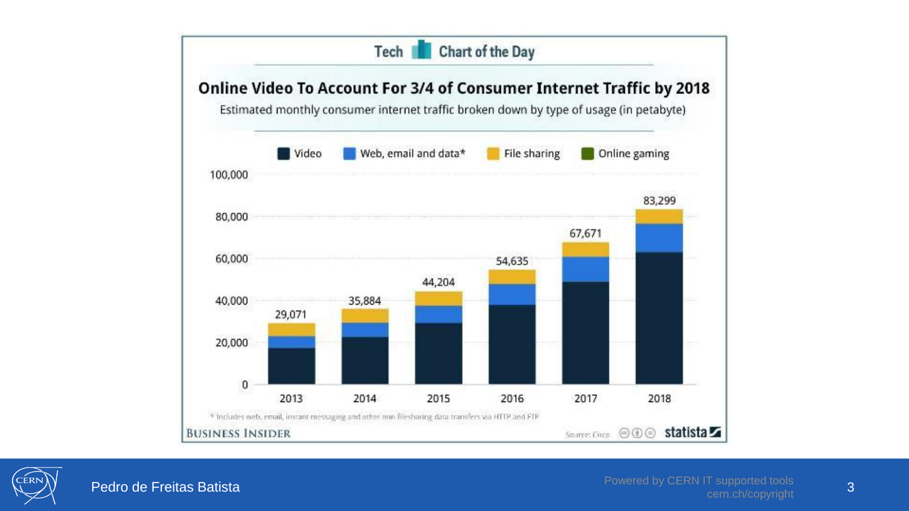Tech Chart of the Day

## Online Video To Account For 3/4 of Consumer Internet Traffic by 2018

Estimated monthly consumer internet traffic broken down by type of usage (in petabyte)

Video | Web, email and data* | File sharing | Online gaming

| Year | Total |
|---|---|
| 2013 | 29,071 |
| 2014 | 35,884 |
| 2015 | 44,204 |
| 2016 | 54,635 |
| 2017 | 67,671 |
| 2018 | 83,299 |

\* Includes web, email, instant messaging and other non filesharing data transfers via HTTP and FTP

BUSINESS INSIDER

Source: Cisco

statista

Pedro de Freitas Batista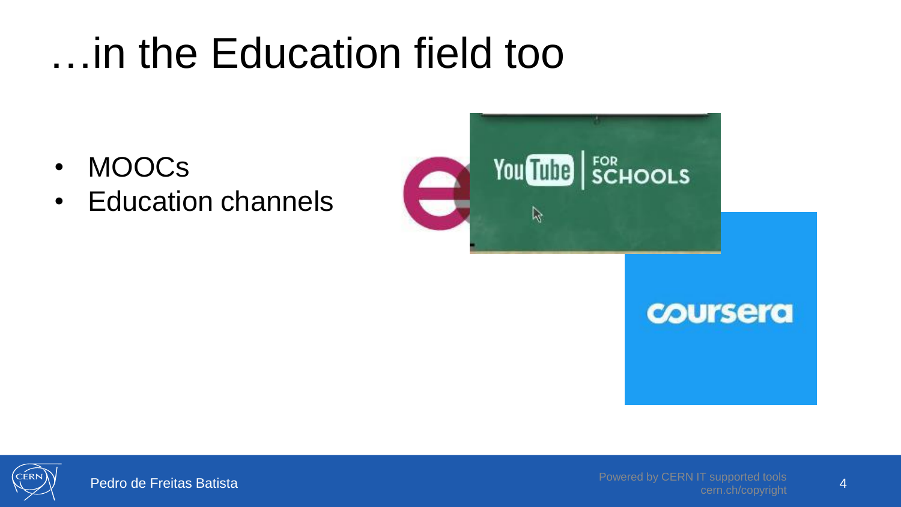# …in the Education field too

- MOOCs
- Education channels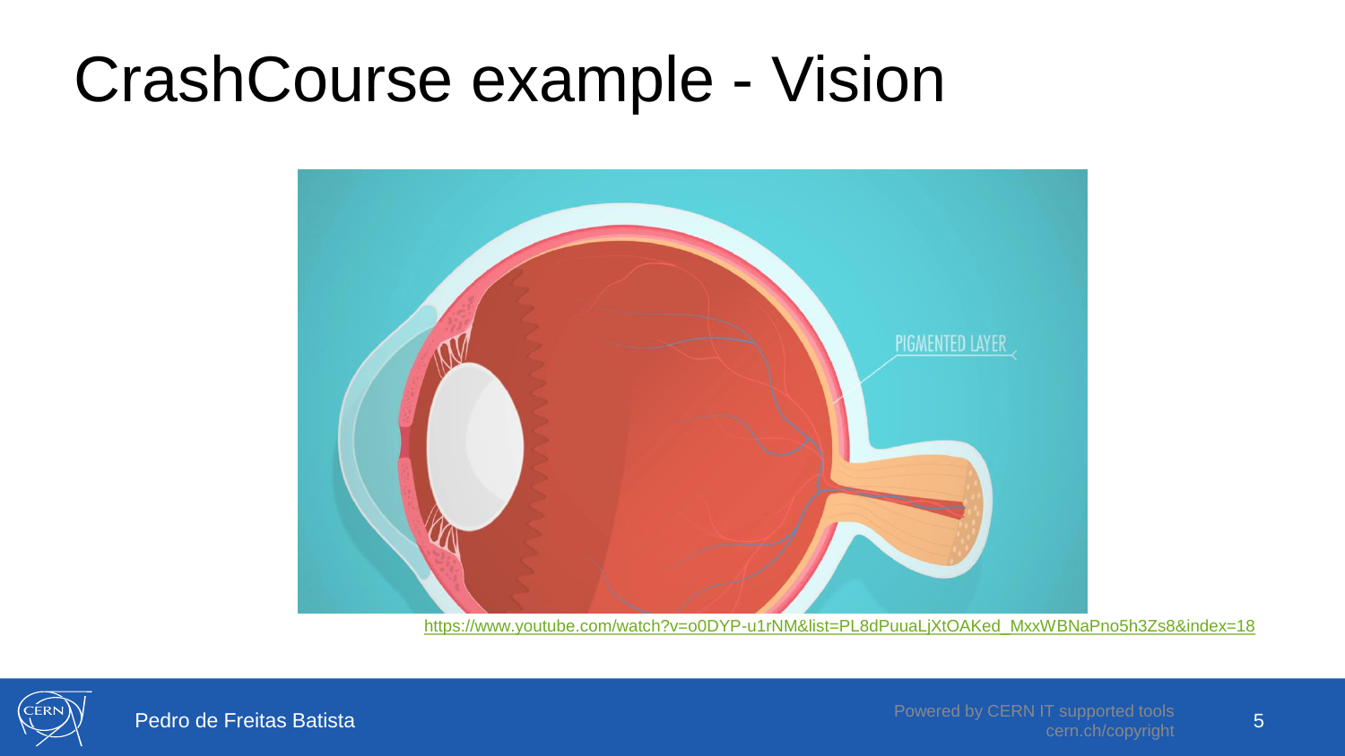# CrashCourse example - Vision

https://www.youtube.com/watch?v=o0DYP-u1rNM&list=PL8dPuuaLjXtOAKed_MxxWBNaPno5h3Zs8&index=18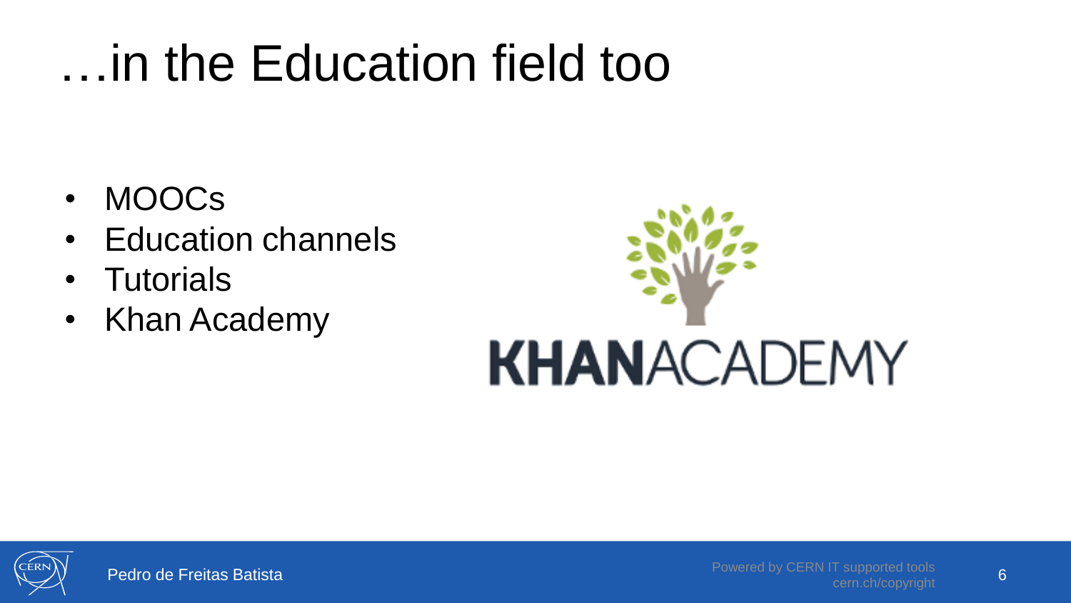# …in the Education field too

- MOOCs
- Education channels
- Tutorials
- Khan Academy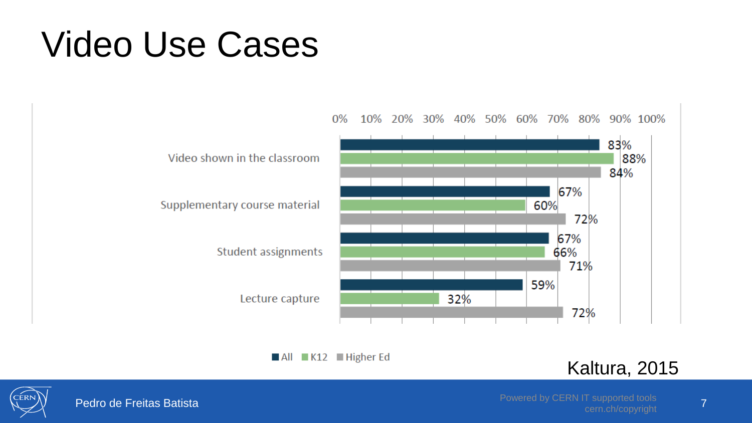# Video Use Cases

| | All | K12 | Higher Ed |
|---|---|---|---|
| Video shown in the classroom | 83% | 88% | 84% |
| Supplementary course material | 67% | 60% | 72% |
| Student assignments | 67% | 66% | 71% |
| Lecture capture | 59% | 32% | 72% |

Kaltura, 2015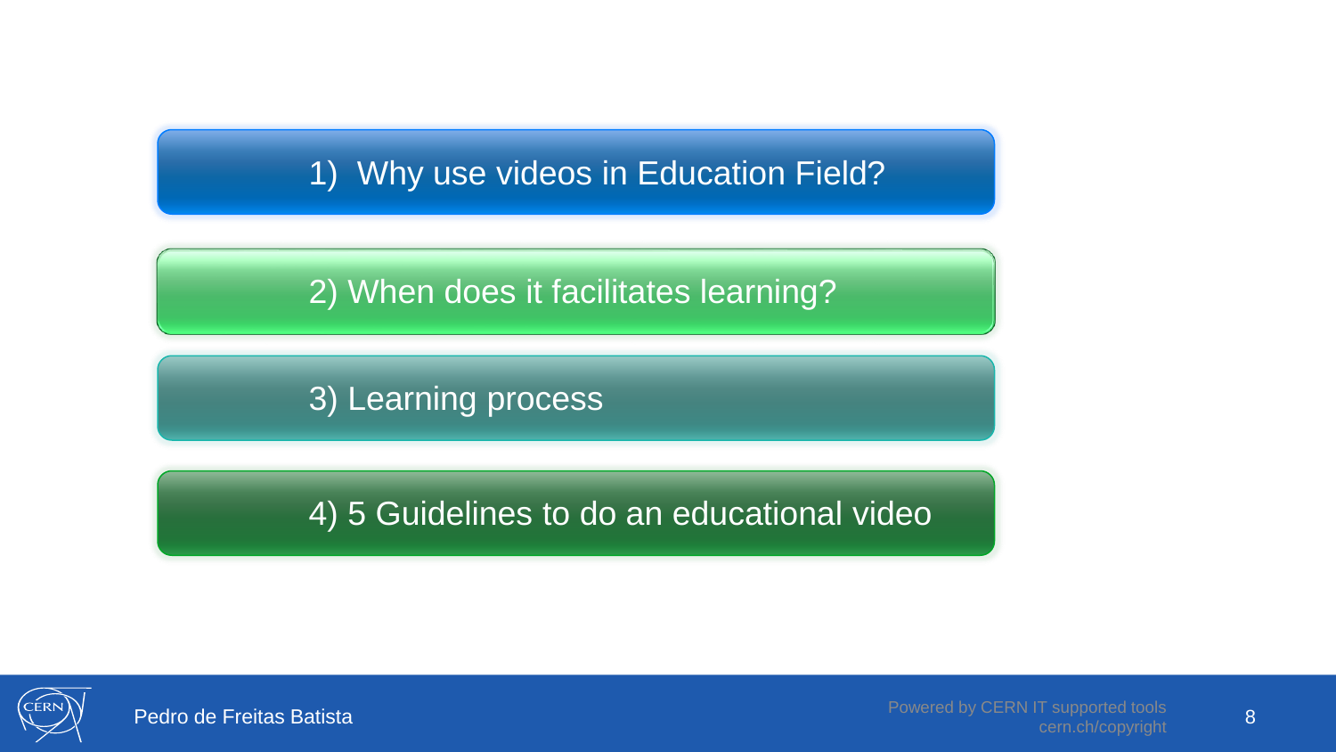1) Why use videos in Education Field?

2) When does it facilitates learning?

3) Learning process

4) 5 Guidelines to do an educational video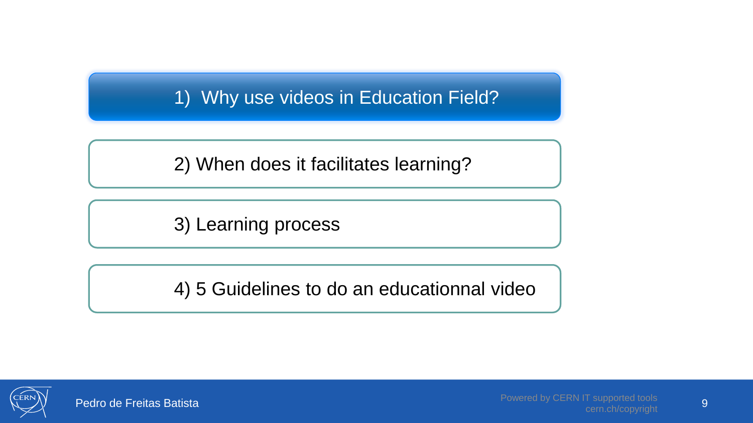1) Why use videos in Education Field?

2) When does it facilitates learning?

3) Learning process

4) 5 Guidelines to do an educationnal video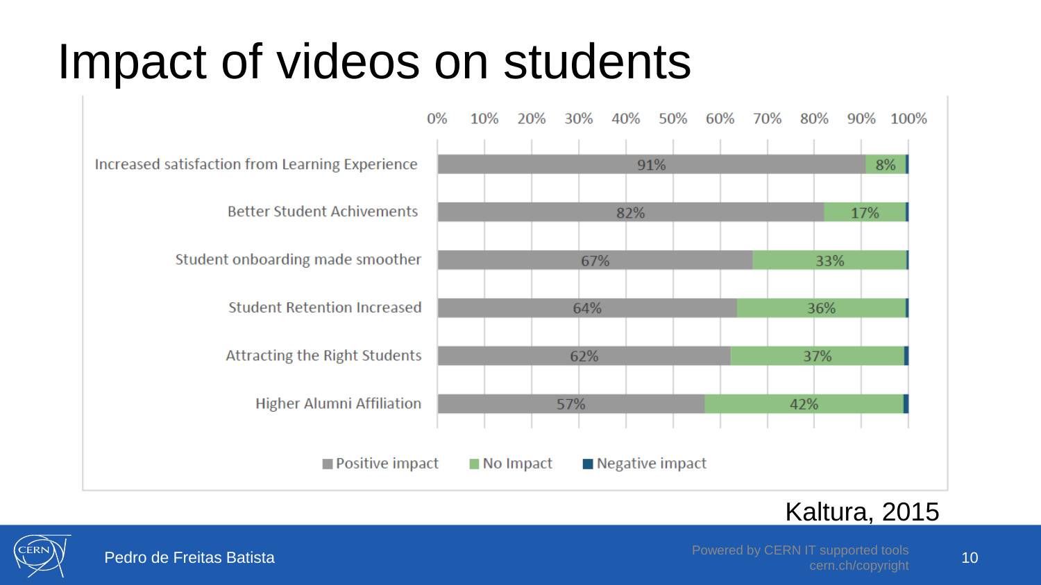# Impact of videos on students

| | Positive impact | No Impact | Negative impact |
|---|---|---|---|
| Increased satisfaction from Learning Experience | 91% | 8% | |
| Better Student Achivements | 82% | 17% | |
| Student onboarding made smoother | 67% | 33% | |
| Student Retention Increased | 64% | 36% | |
| Attracting the Right Students | 62% | 37% | |
| Higher Alumni Affiliation | 57% | 42% | |

Kaltura, 2015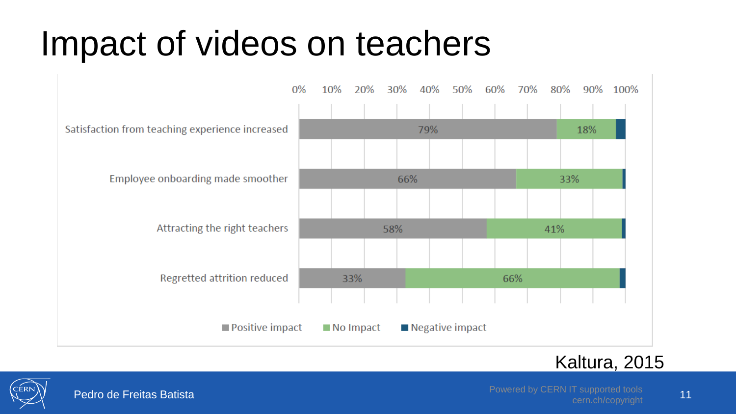# Impact of videos on teachers

| | Positive impact | No Impact | Negative impact |
|---|---|---|---|
| Satisfaction from teaching experience increased | 79% | 18% | |
| Employee onboarding made smoother | 66% | 33% | |
| Attracting the right teachers | 58% | 41% | |
| Regretted attrition reduced | 33% | 66% | |

Kaltura, 2015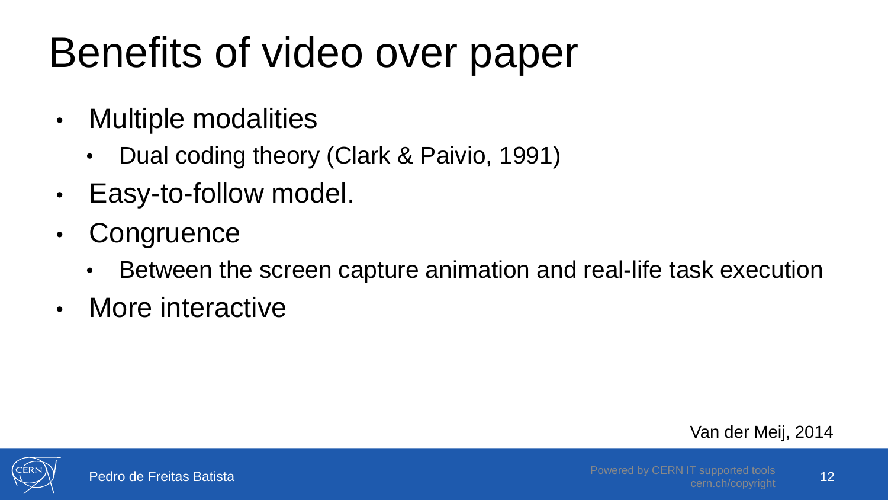# Benefits of video over paper

- Multiple modalities
  - Dual coding theory (Clark & Paivio, 1991)
- Easy-to-follow model.
- Congruence
  - Between the screen capture animation and real-life task execution
- More interactive

Van der Meij, 2014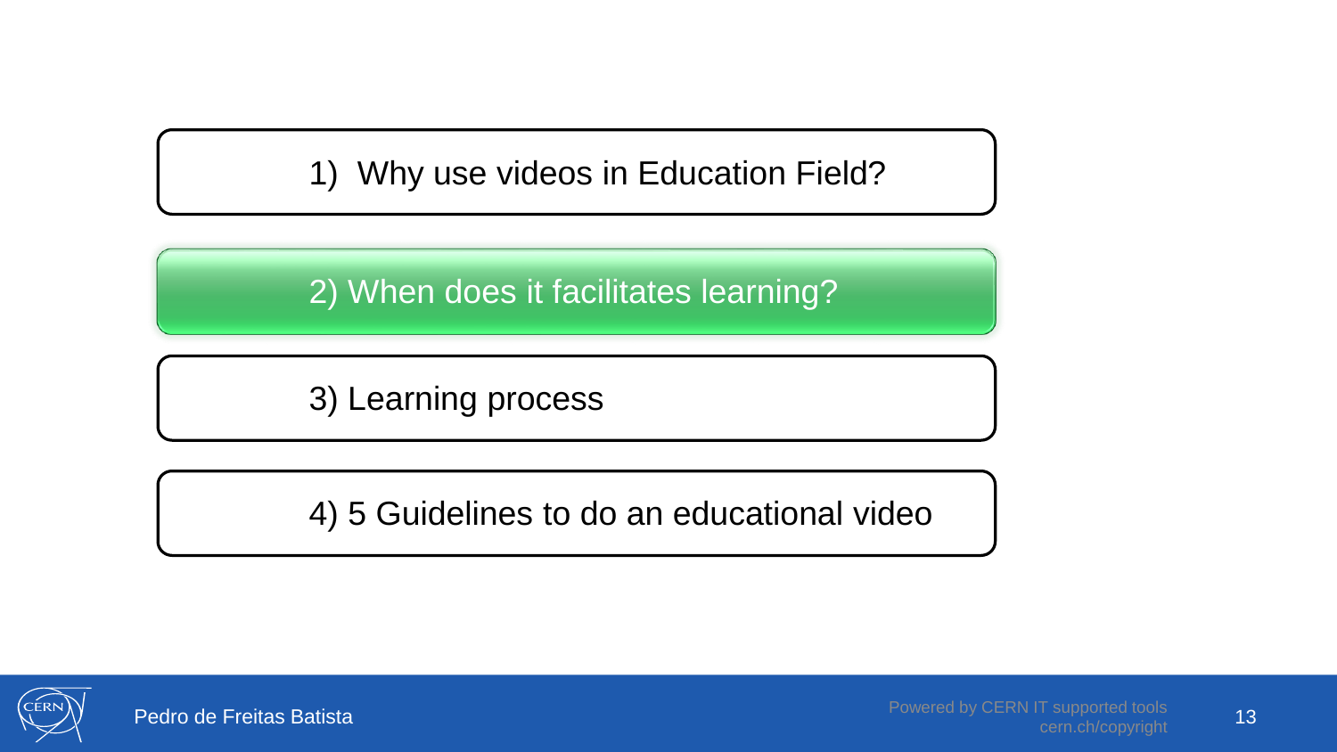1) Why use videos in Education Field?

2) When does it facilitates learning?

3) Learning process

4) 5 Guidelines to do an educational video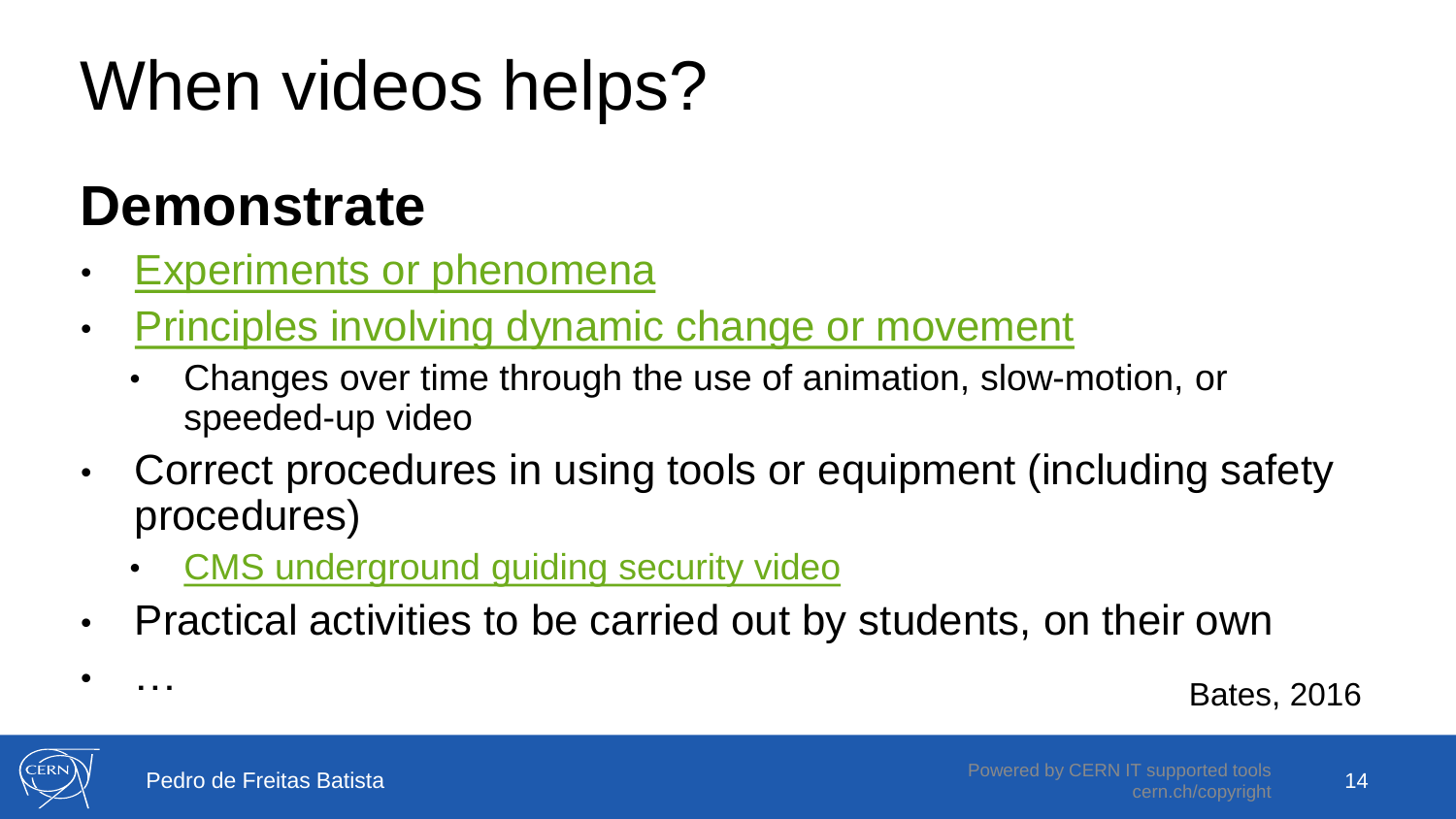# When videos helps?

## Demonstrate

- Experiments or phenomena
- Principles involving dynamic change or movement
  - Changes over time through the use of animation, slow-motion, or speeded-up video
- Correct procedures in using tools or equipment (including safety procedures)
  - CMS underground guiding security video
- Practical activities to be carried out by students, on their own
- …

Bates, 2016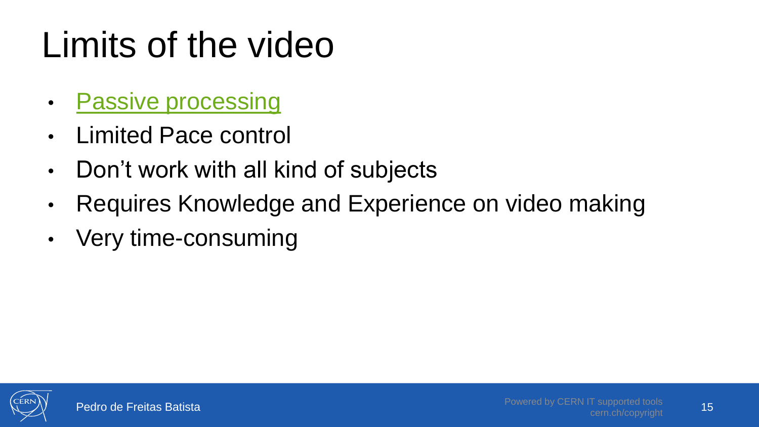# Limits of the video

- Passive processing
- Limited Pace control
- Don’t work with all kind of subjects
- Requires Knowledge and Experience on video making
- Very time-consuming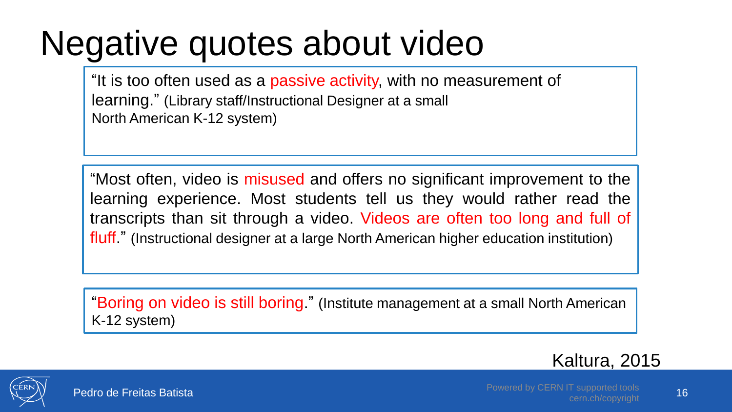# Negative quotes about video

"It is too often used as a passive activity, with no measurement of learning." (Library staff/Instructional Designer at a small North American K-12 system)

"Most often, video is misused and offers no significant improvement to the learning experience. Most students tell us they would rather read the transcripts than sit through a video. Videos are often too long and full of fluff." (Instructional designer at a large North American higher education institution)

"Boring on video is still boring." (Institute management at a small North American K-12 system)

Kaltura, 2015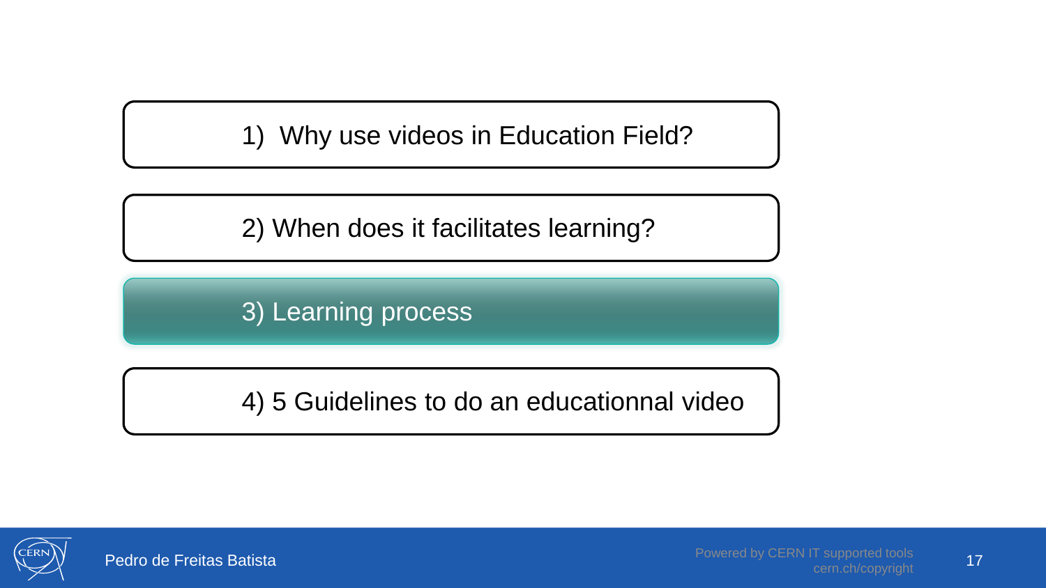1) Why use videos in Education Field?

2) When does it facilitates learning?

3) Learning process

4) 5 Guidelines to do an educationnal video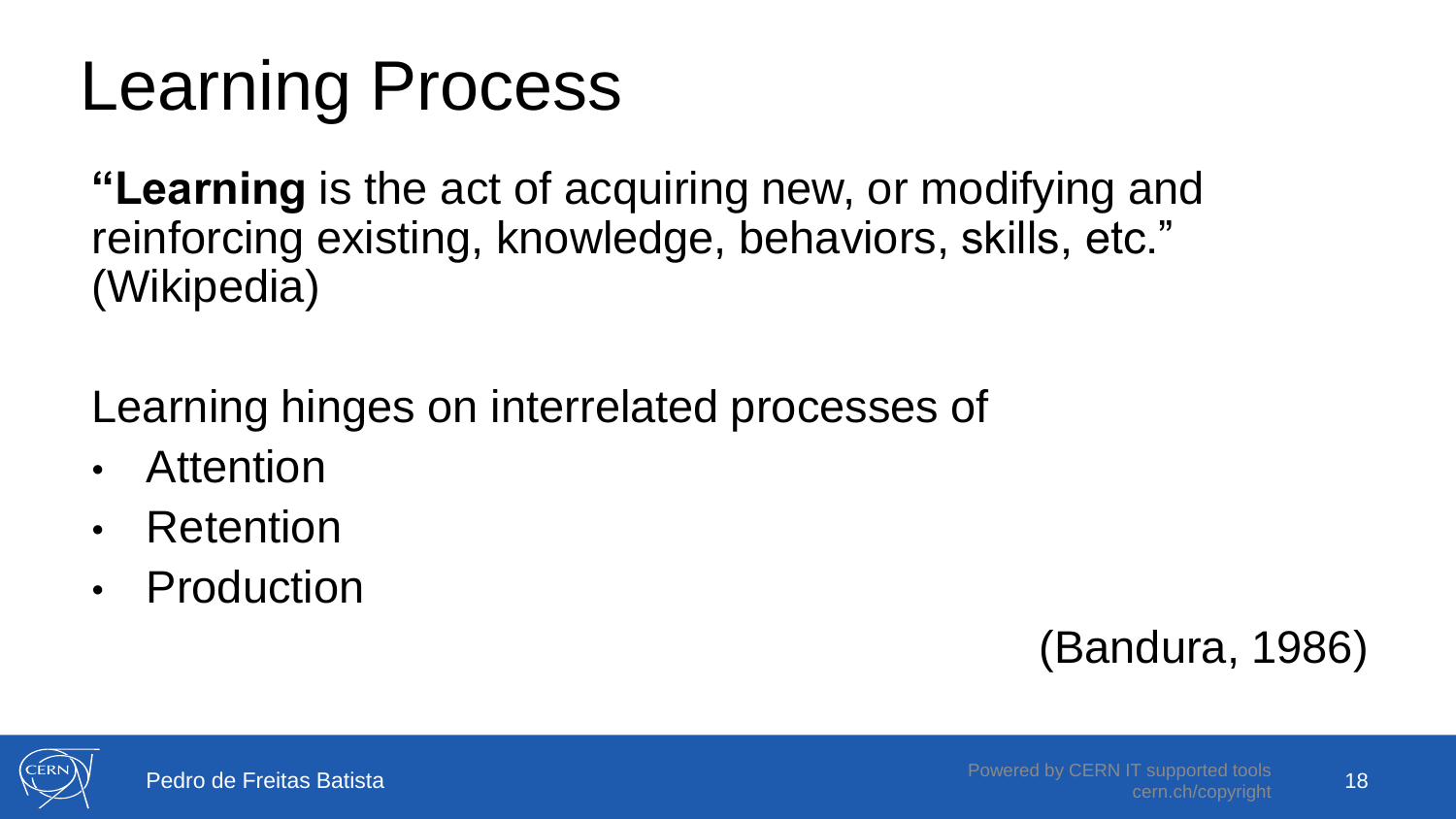# Learning Process

**"Learning** is the act of acquiring new, or modifying and reinforcing existing, knowledge, behaviors, skills, etc." (Wikipedia)

Learning hinges on interrelated processes of

- Attention
- Retention
- Production

(Bandura, 1986)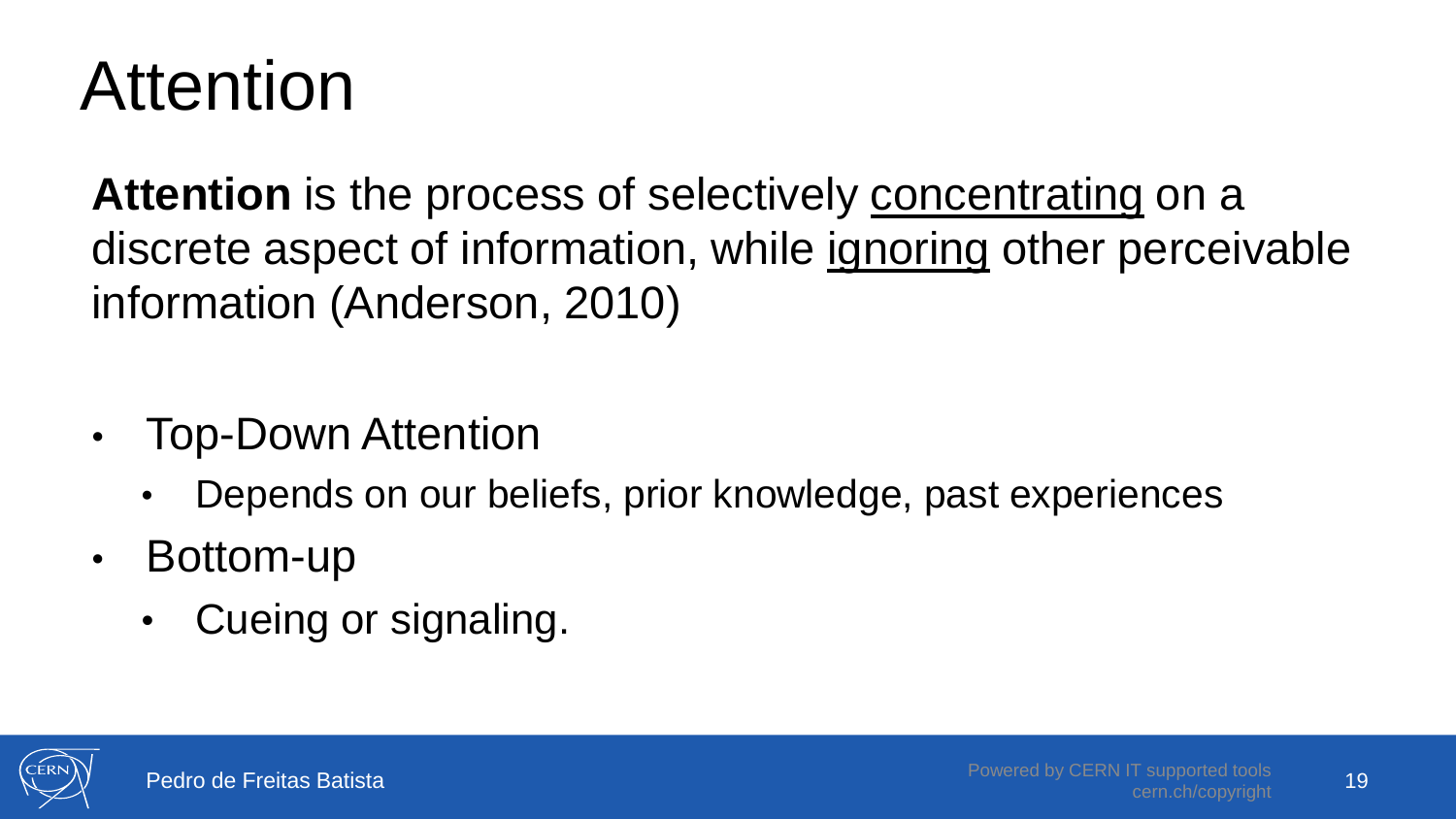# Attention

**Attention** is the process of selectively <u>concentrating</u> on a discrete aspect of information, while <u>ignoring</u> other perceivable information (Anderson, 2010)

- Top-Down Attention
  - Depends on our beliefs, prior knowledge, past experiences
- Bottom-up
  - Cueing or signaling.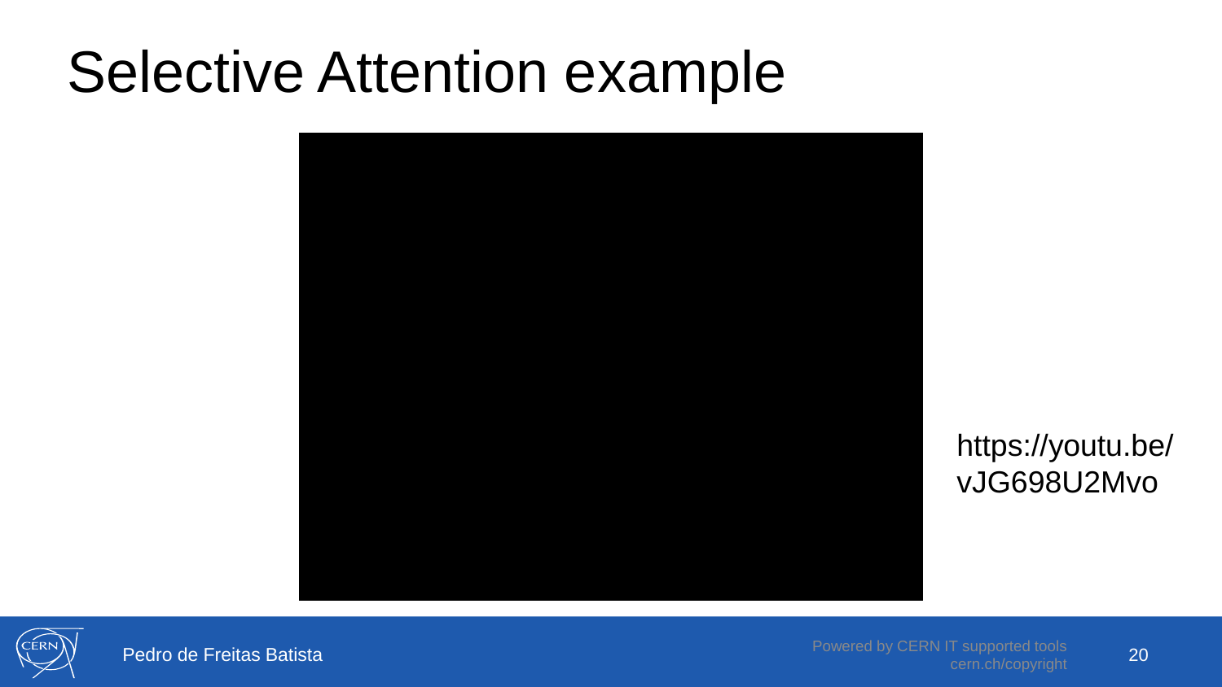# Selective Attention example

https://youtu.be/vJG698U2Mvo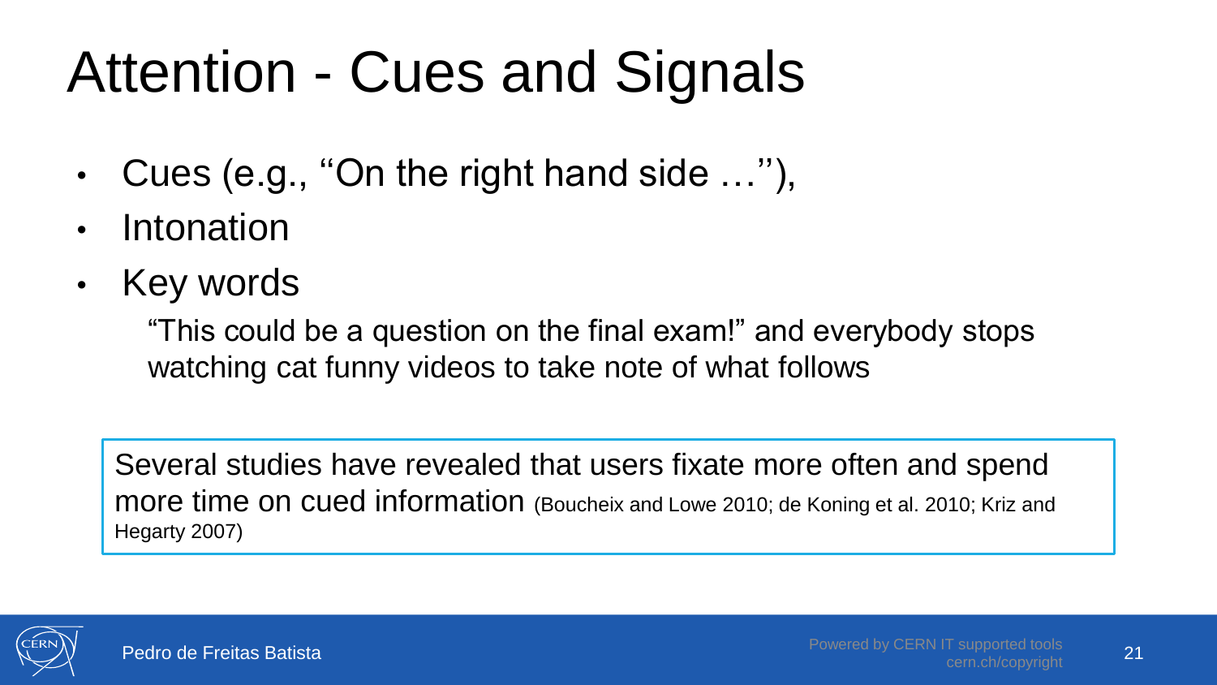# Attention - Cues and Signals

- Cues (e.g., ‘‘On the right hand side …’’),
- Intonation
- Key words

  “This could be a question on the final exam!” and everybody stops watching cat funny videos to take note of what follows

Several studies have revealed that users fixate more often and spend more time on cued information (Boucheix and Lowe 2010; de Koning et al. 2010; Kriz and Hegarty 2007)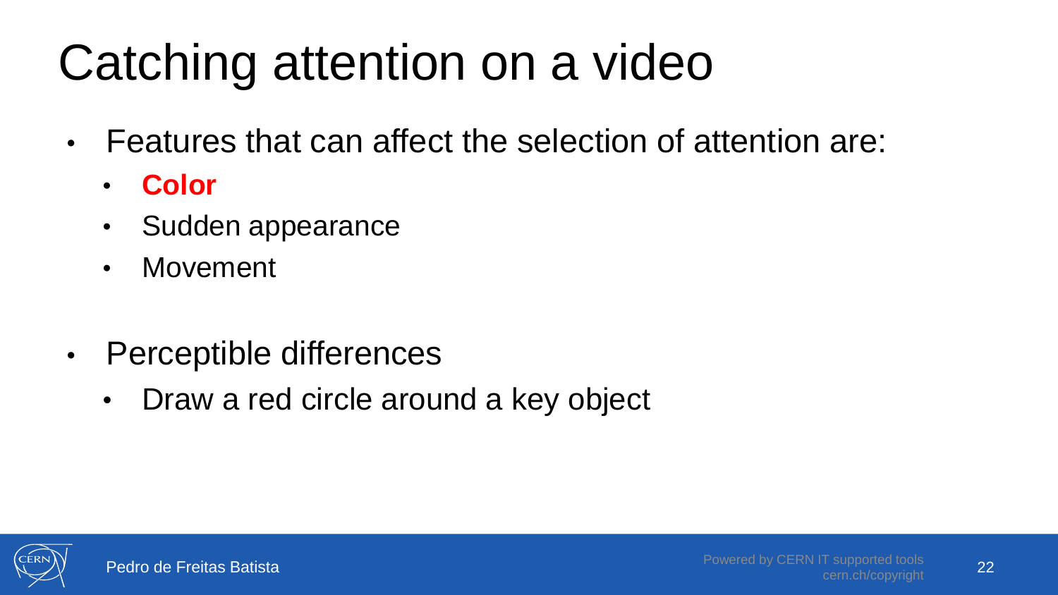# Catching attention on a video

- Features that can affect the selection of attention are:
  - **Color**
  - Sudden appearance
  - Movement

- Perceptible differences
  - Draw a red circle around a key object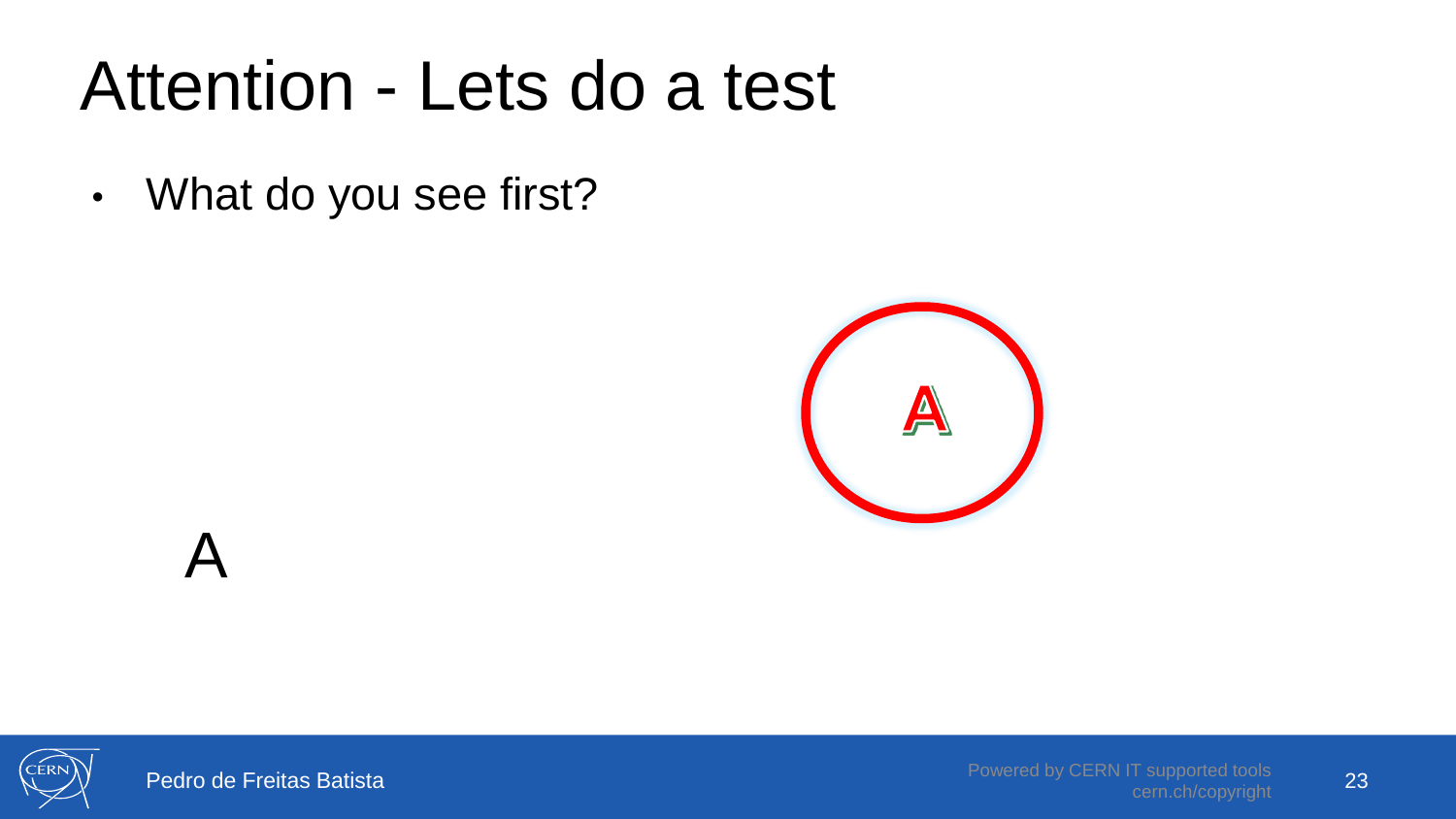# Attention - Lets do a test

- What do you see first?

A

A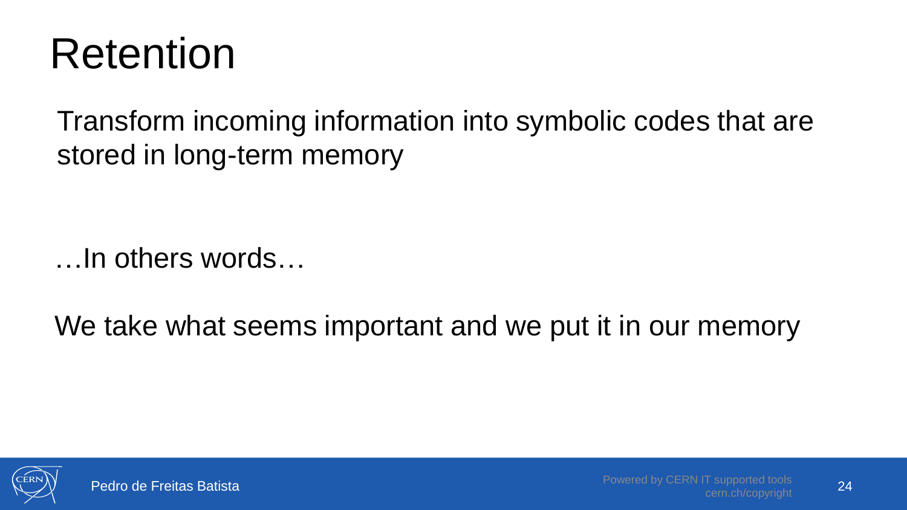# Retention

Transform incoming information into symbolic codes that are stored in long-term memory

…In others words…

We take what seems important and we put it in our memory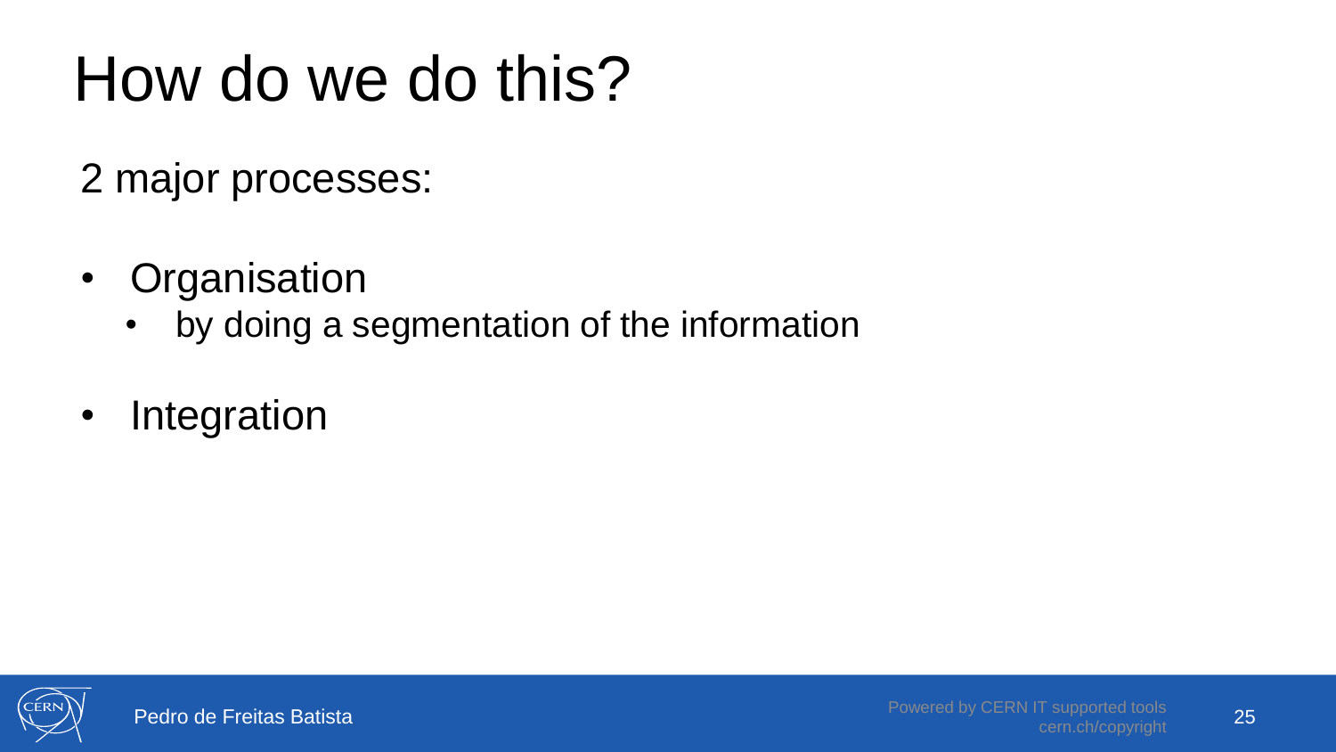# How do we do this?

2 major processes:

- Organisation
  - by doing a segmentation of the information
- Integration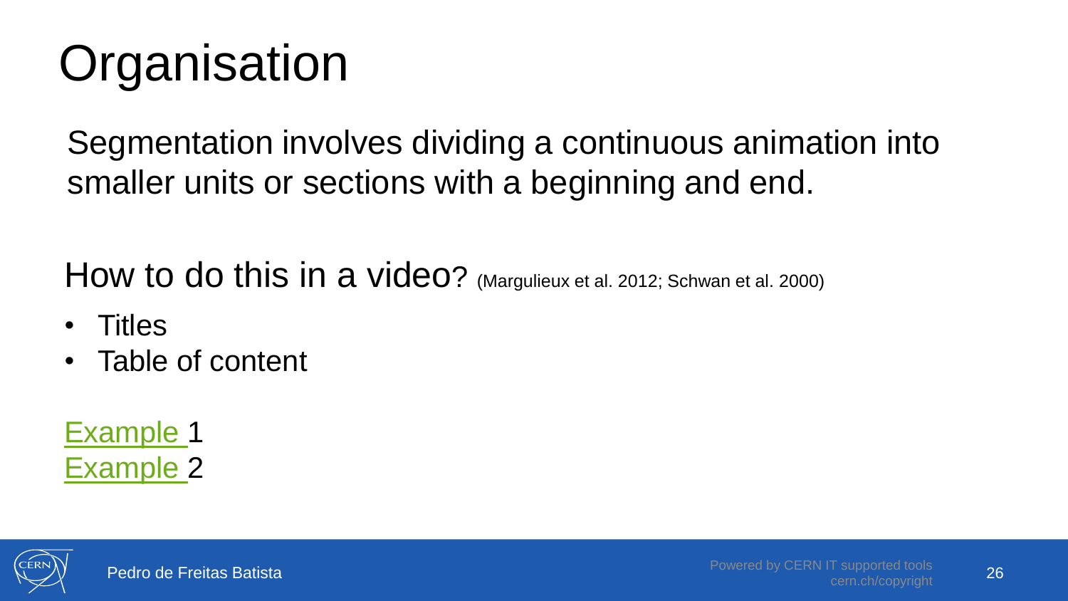# Organisation

Segmentation involves dividing a continuous animation into smaller units or sections with a beginning and end.

How to do this in a video? (Margulieux et al. 2012; Schwan et al. 2000)

- Titles
- Table of content

Example 1
Example 2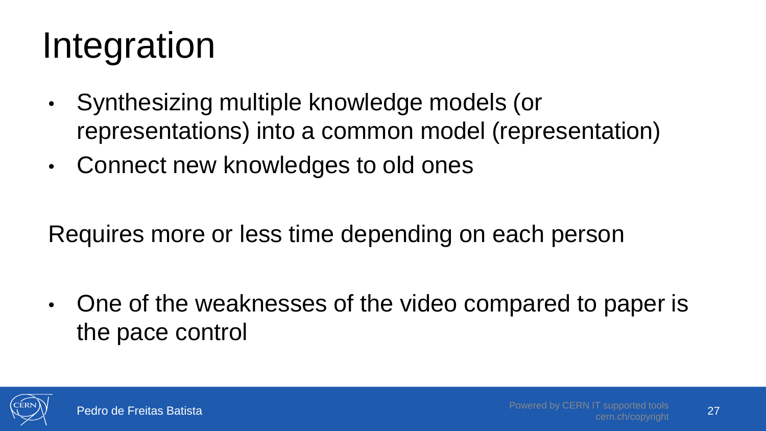# Integration

- Synthesizing multiple knowledge models (or representations) into a common model (representation)
- Connect new knowledges to old ones

Requires more or less time depending on each person

- One of the weaknesses of the video compared to paper is the pace control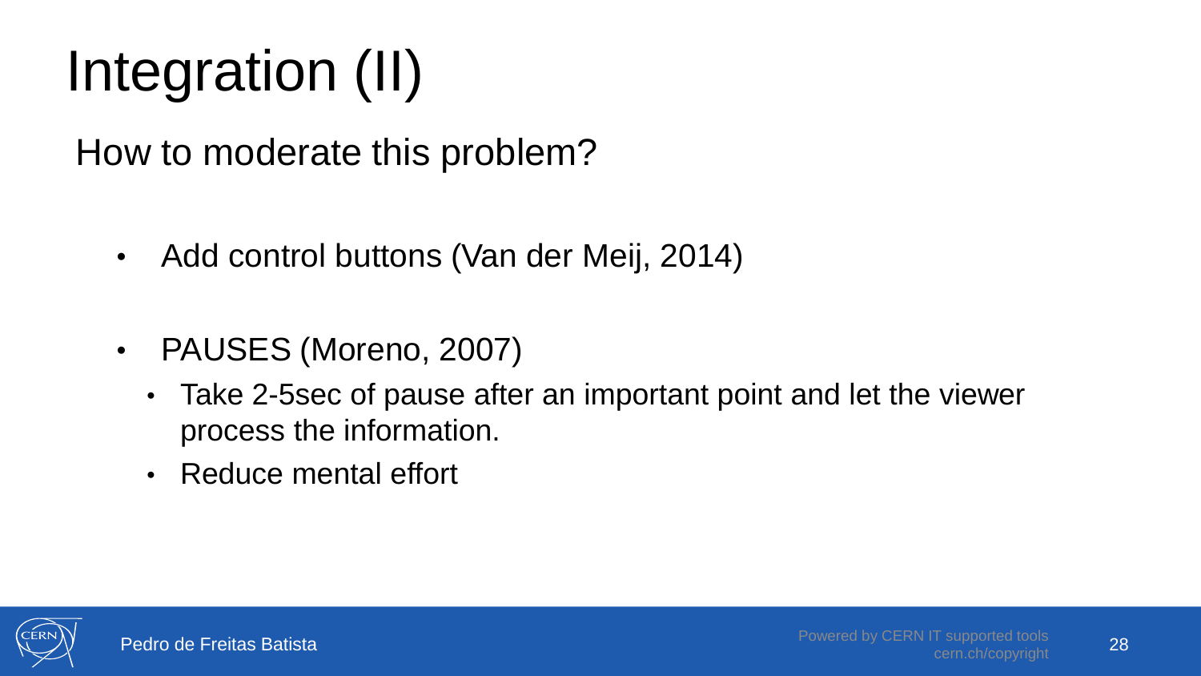# Integration (II)

How to moderate this problem?

- Add control buttons (Van der Meij, 2014)
- PAUSES (Moreno, 2007)
  - Take 2-5sec of pause after an important point and let the viewer process the information.
  - Reduce mental effort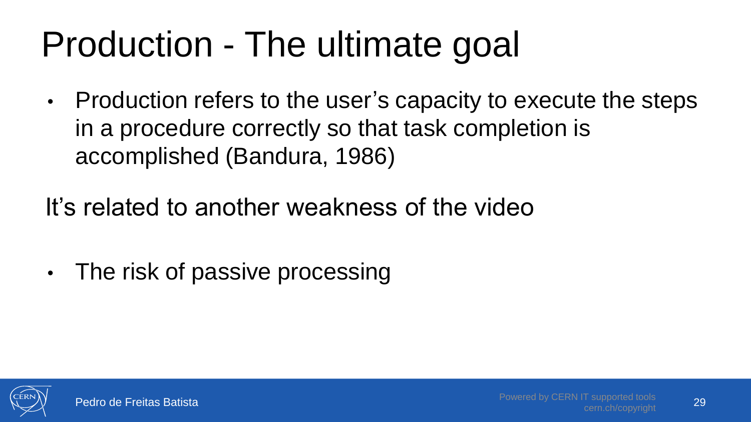# Production - The ultimate goal

- Production refers to the user's capacity to execute the steps in a procedure correctly so that task completion is accomplished (Bandura, 1986)

It's related to another weakness of the video

- The risk of passive processing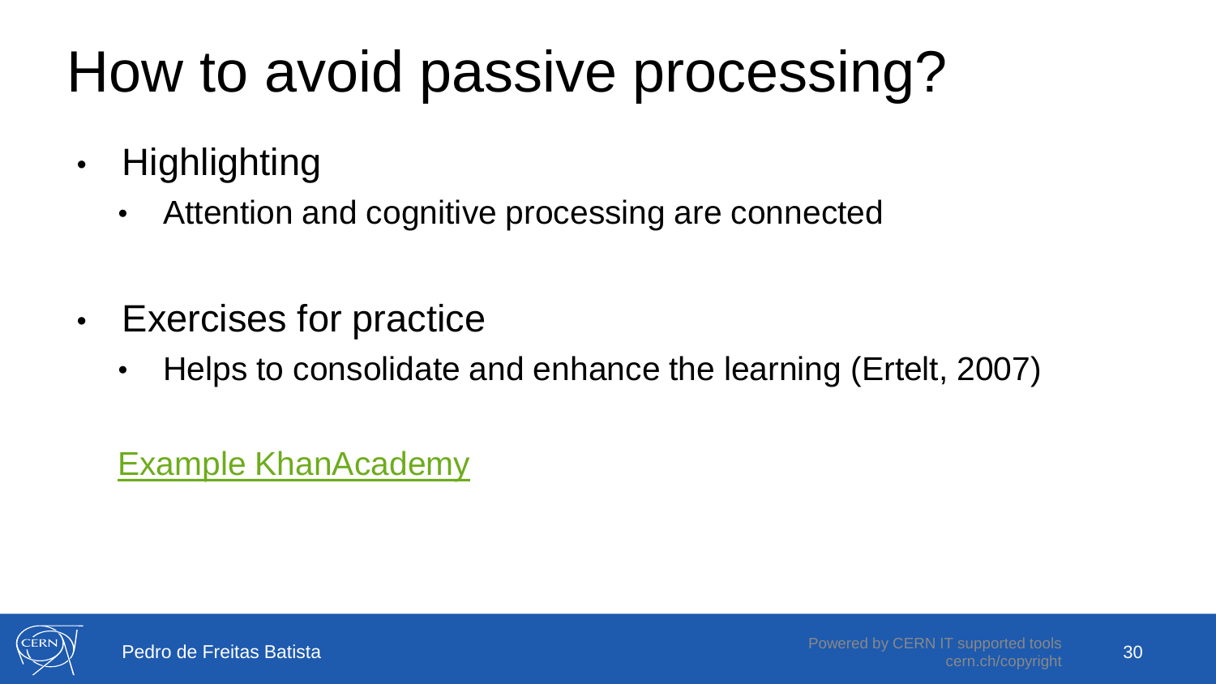# How to avoid passive processing?

- Highlighting
  - Attention and cognitive processing are connected

- Exercises for practice
  - Helps to consolidate and enhance the learning (Ertelt, 2007)

Example KhanAcademy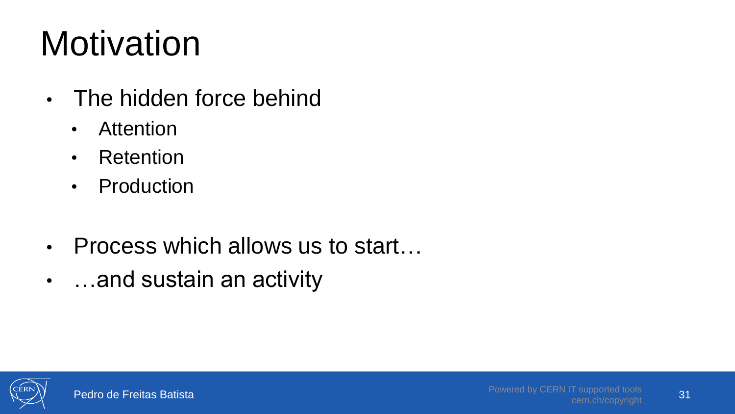# Motivation

- The hidden force behind
  - Attention
  - Retention
  - Production

- Process which allows us to start…
- …and sustain an activity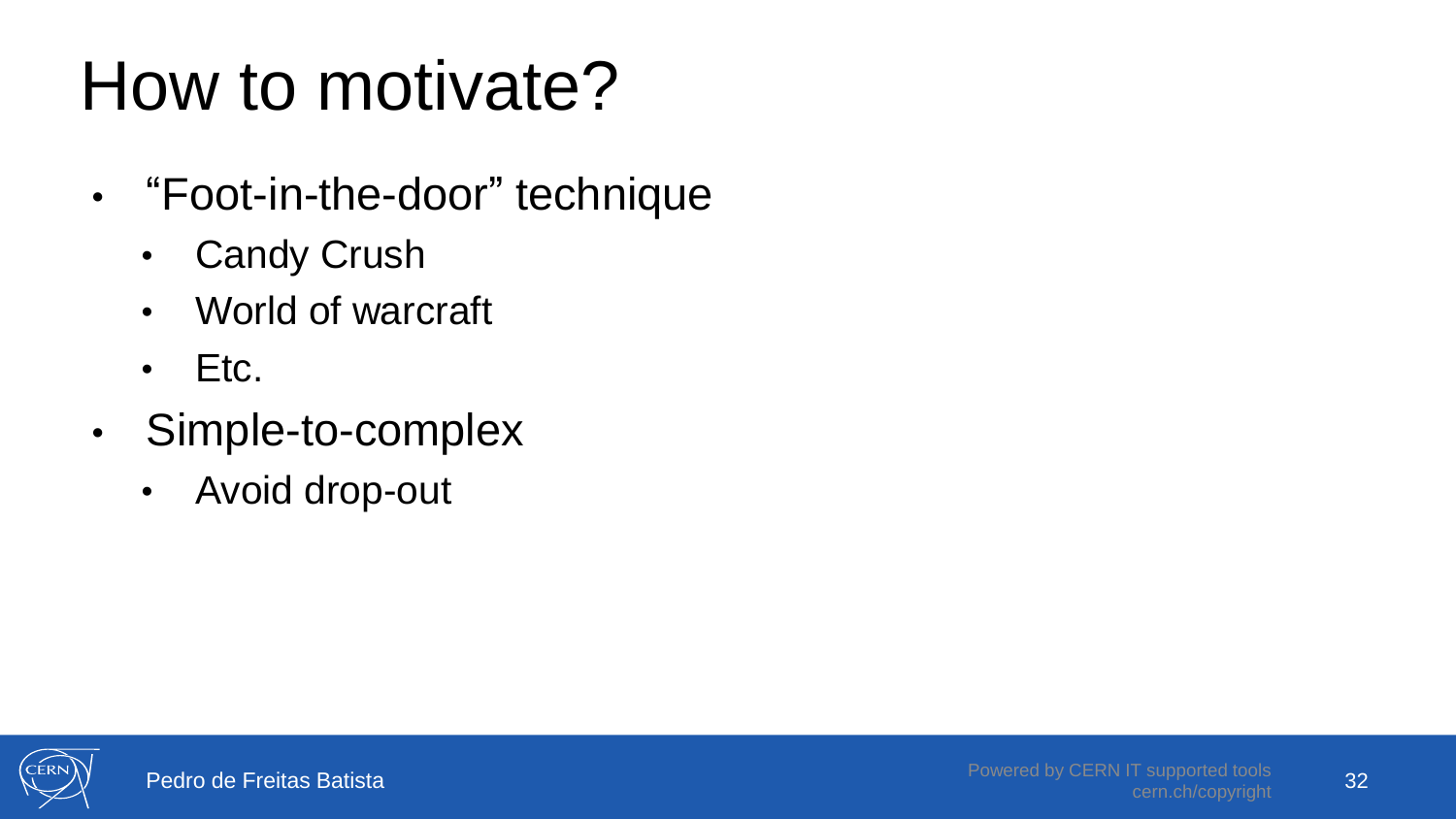# How to motivate?

- “Foot-in-the-door” technique
  - Candy Crush
  - World of warcraft
  - Etc.
- Simple-to-complex
  - Avoid drop-out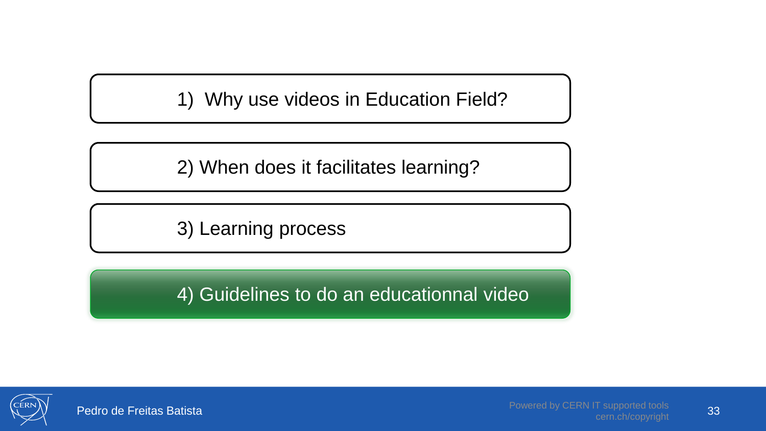1) Why use videos in Education Field?

2) When does it facilitates learning?

3) Learning process

**4) Guidelines to do an educationnal video**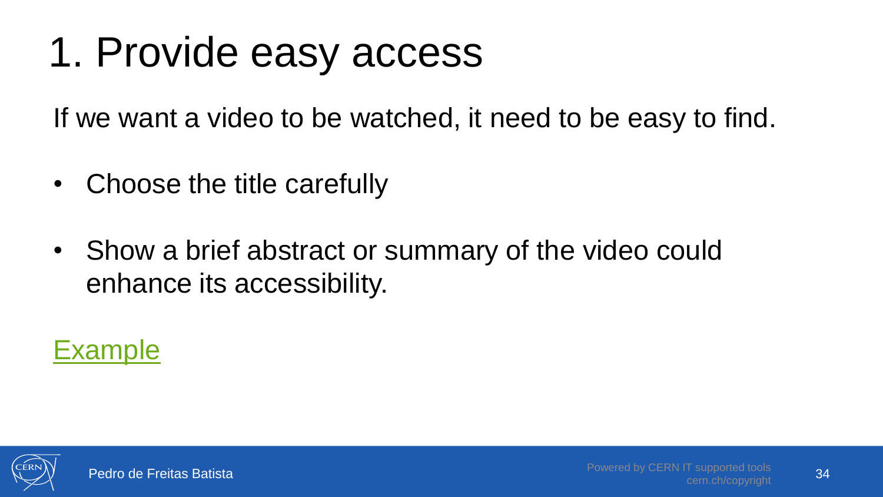# 1. Provide easy access

If we want a video to be watched, it need to be easy to find.

- Choose the title carefully
- Show a brief abstract or summary of the video could enhance its accessibility.

Example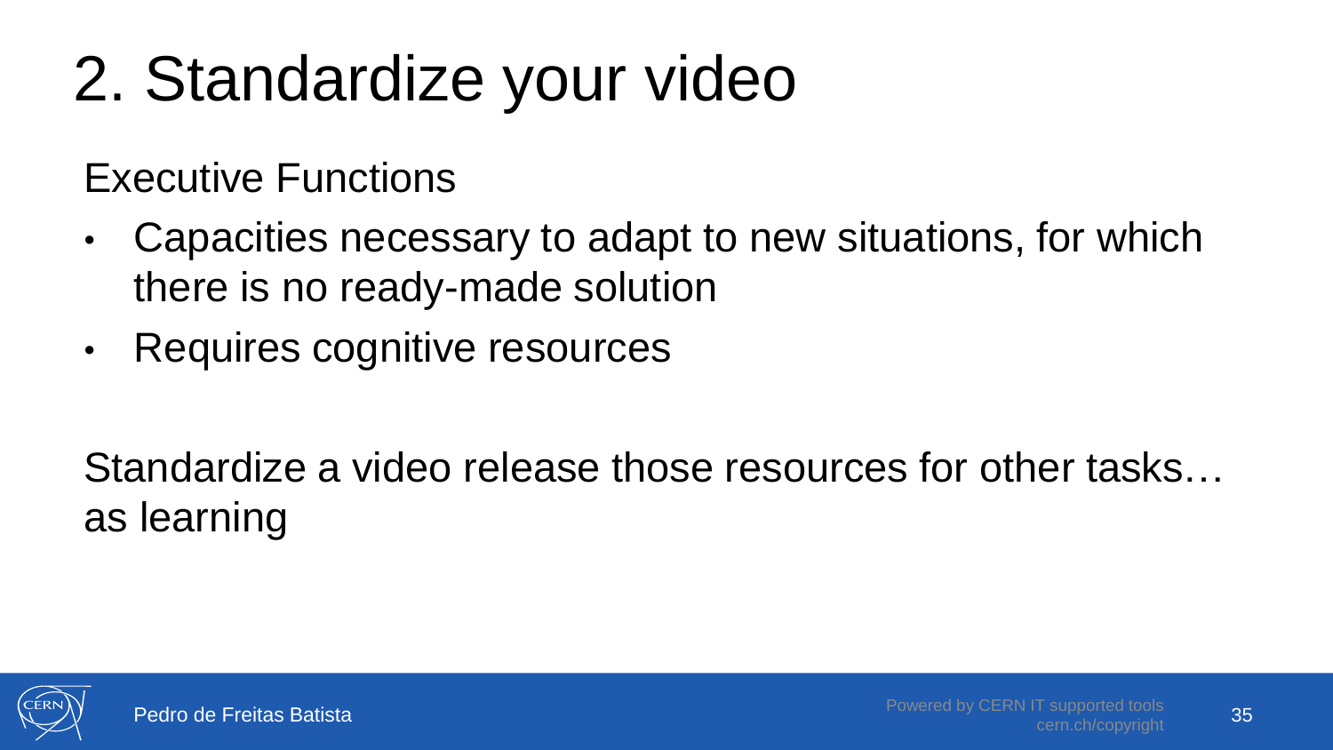# 2. Standardize your video

Executive Functions

- Capacities necessary to adapt to new situations, for which there is no ready-made solution
- Requires cognitive resources

Standardize a video release those resources for other tasks… as learning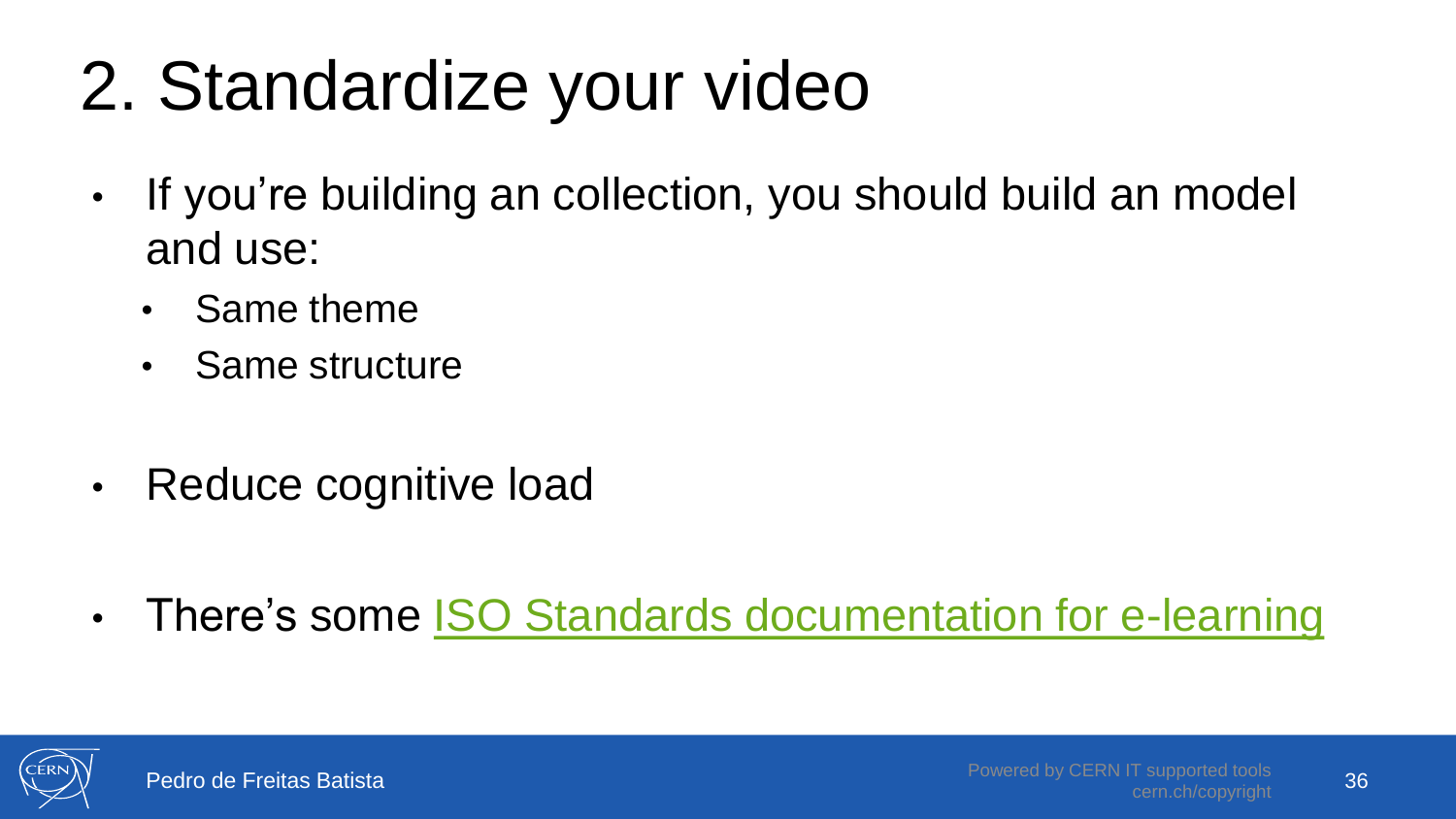# 2. Standardize your video

- If you’re building an collection, you should build an model and use:
  - Same theme
  - Same structure
- Reduce cognitive load
- There’s some ISO Standards documentation for e-learning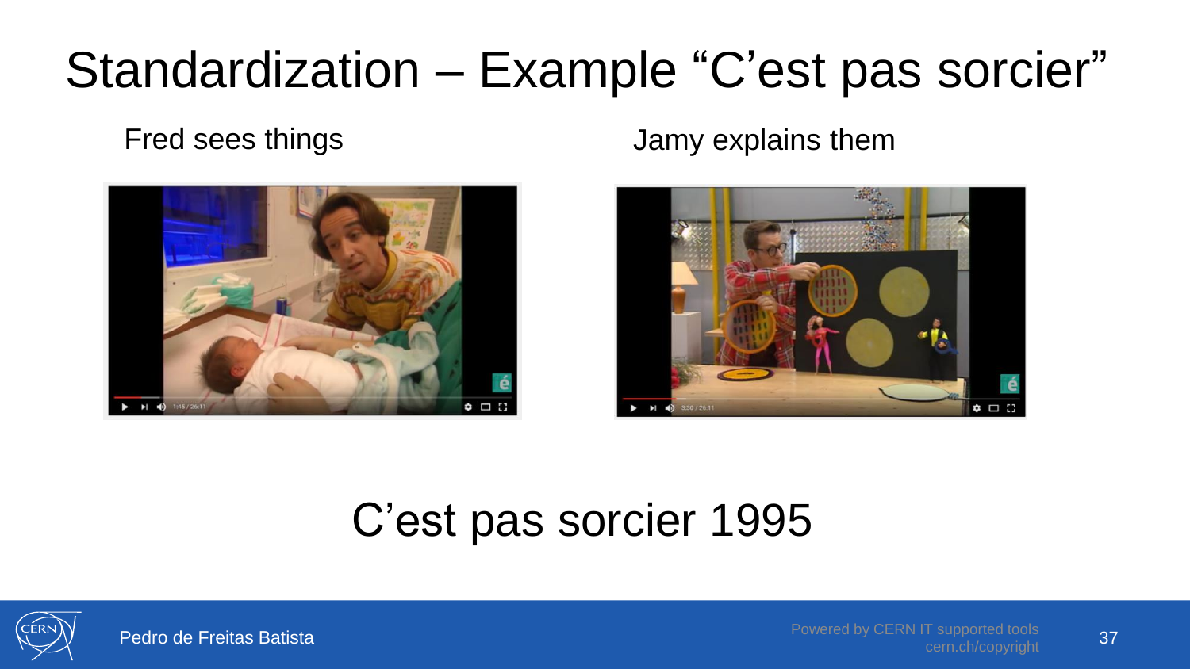# Standardization – Example “C’est pas sorcier”

Fred sees things

Jamy explains them

C’est pas sorcier 1995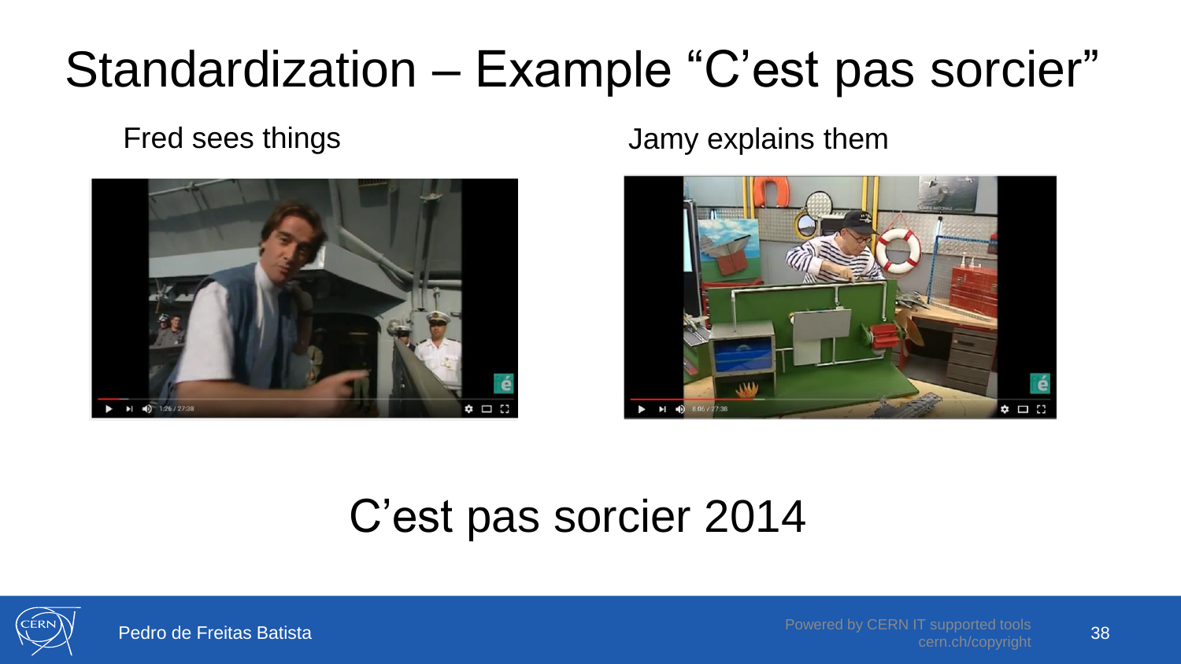# Standardization – Example “C’est pas sorcier”

Fred sees things

Jamy explains them

C’est pas sorcier 2014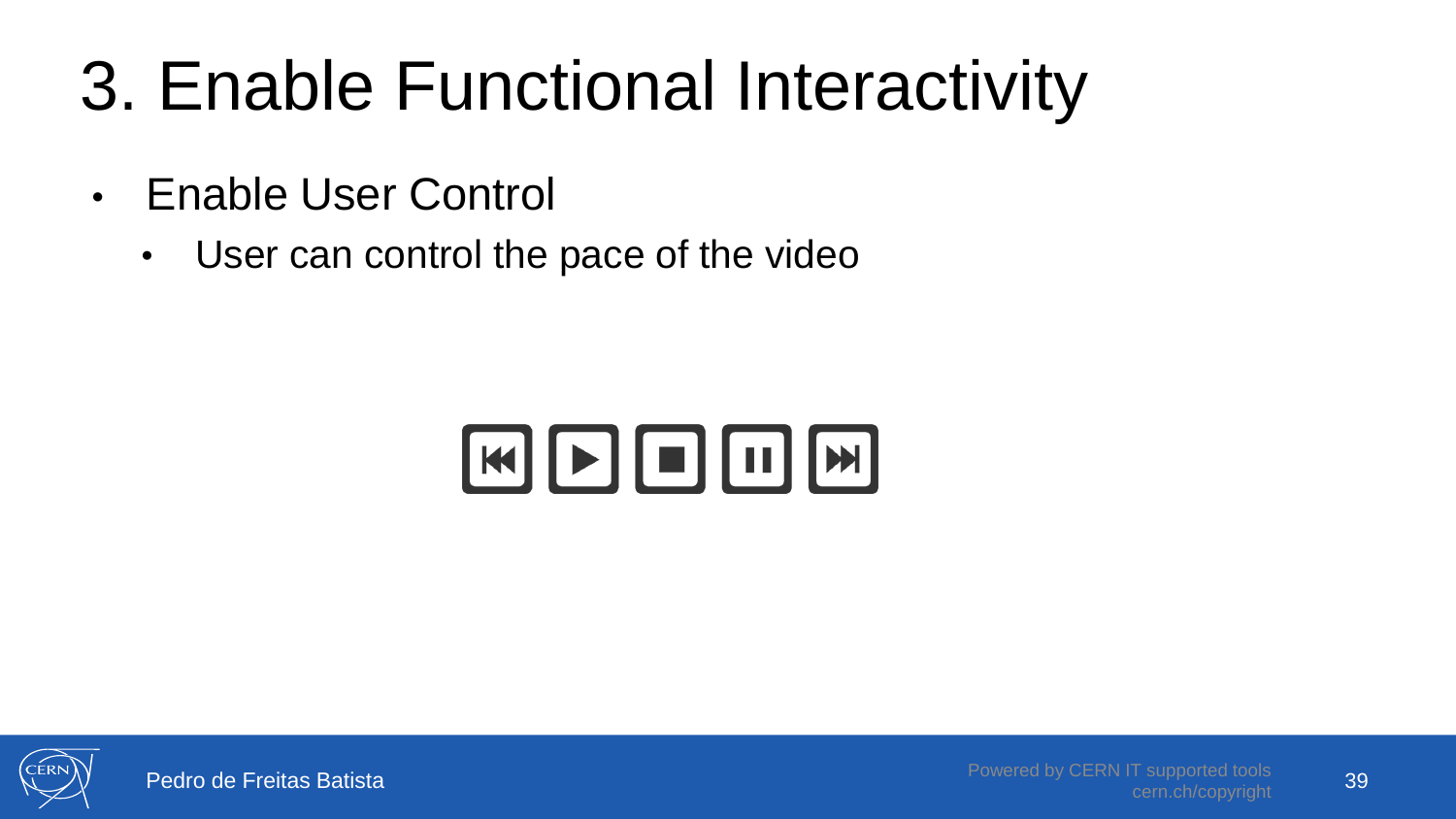# 3. Enable Functional Interactivity

- Enable User Control
  - User can control the pace of the video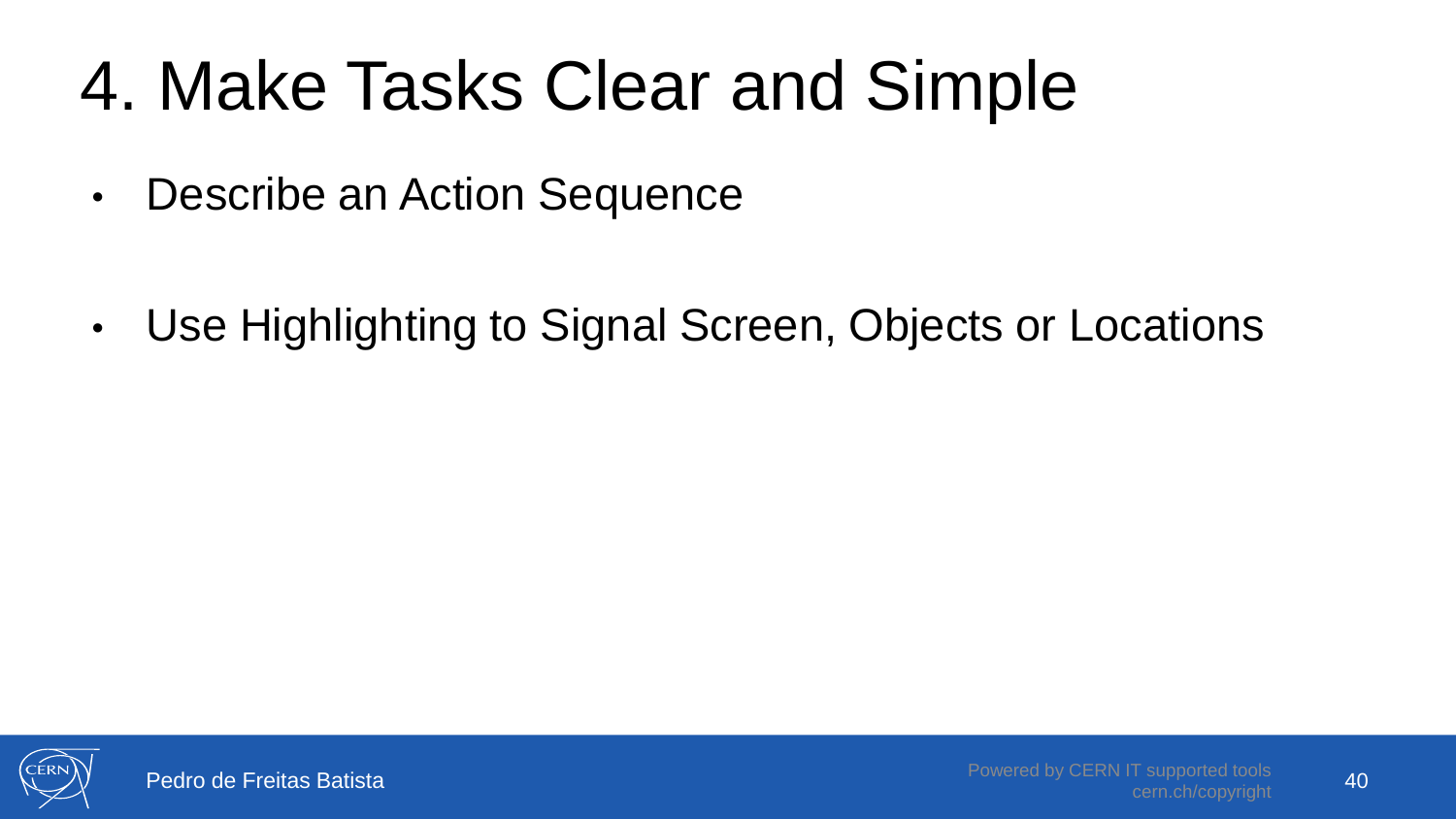# 4. Make Tasks Clear and Simple

- Describe an Action Sequence
- Use Highlighting to Signal Screen, Objects or Locations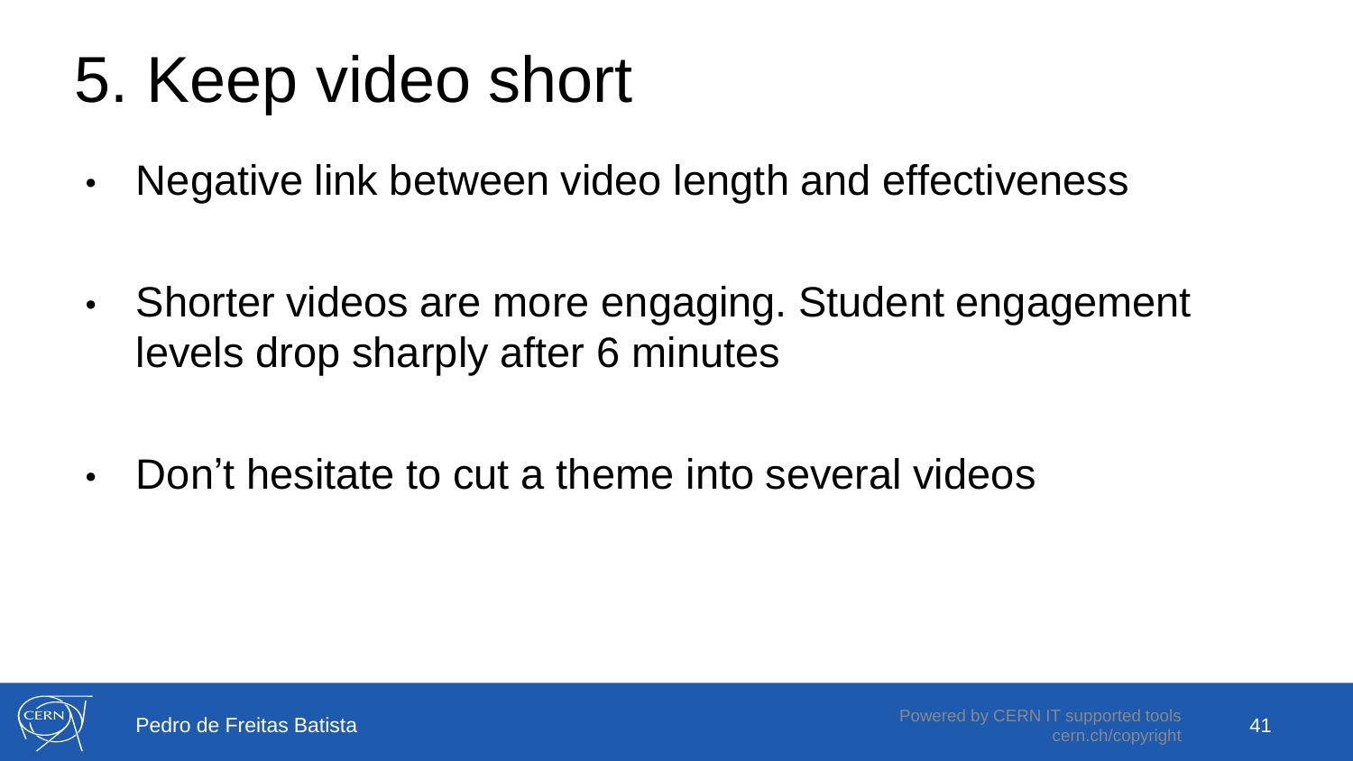# 5. Keep video short

- Negative link between video length and effectiveness
- Shorter videos are more engaging. Student engagement levels drop sharply after 6 minutes
- Don’t hesitate to cut a theme into several videos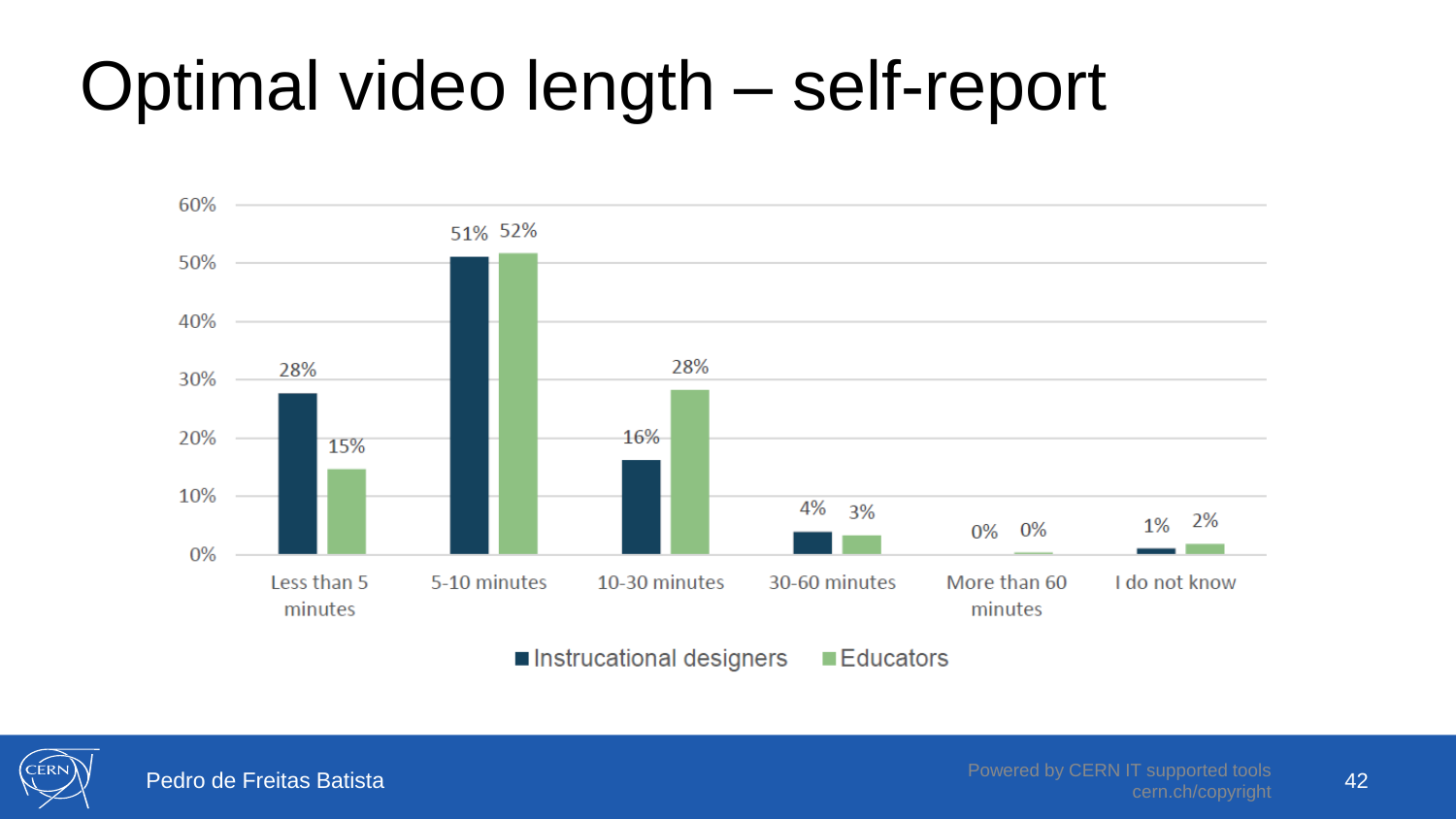# Optimal video length – self-report

| | Instrucational designers | Educators |
|---|---|---|
| Less than 5 minutes | 28% | 15% |
| 5-10 minutes | 51% | 52% |
| 10-30 minutes | 16% | 28% |
| 30-60 minutes | 4% | 3% |
| More than 60 minutes | 0% | 0% |
| I do not know | 1% | 2% |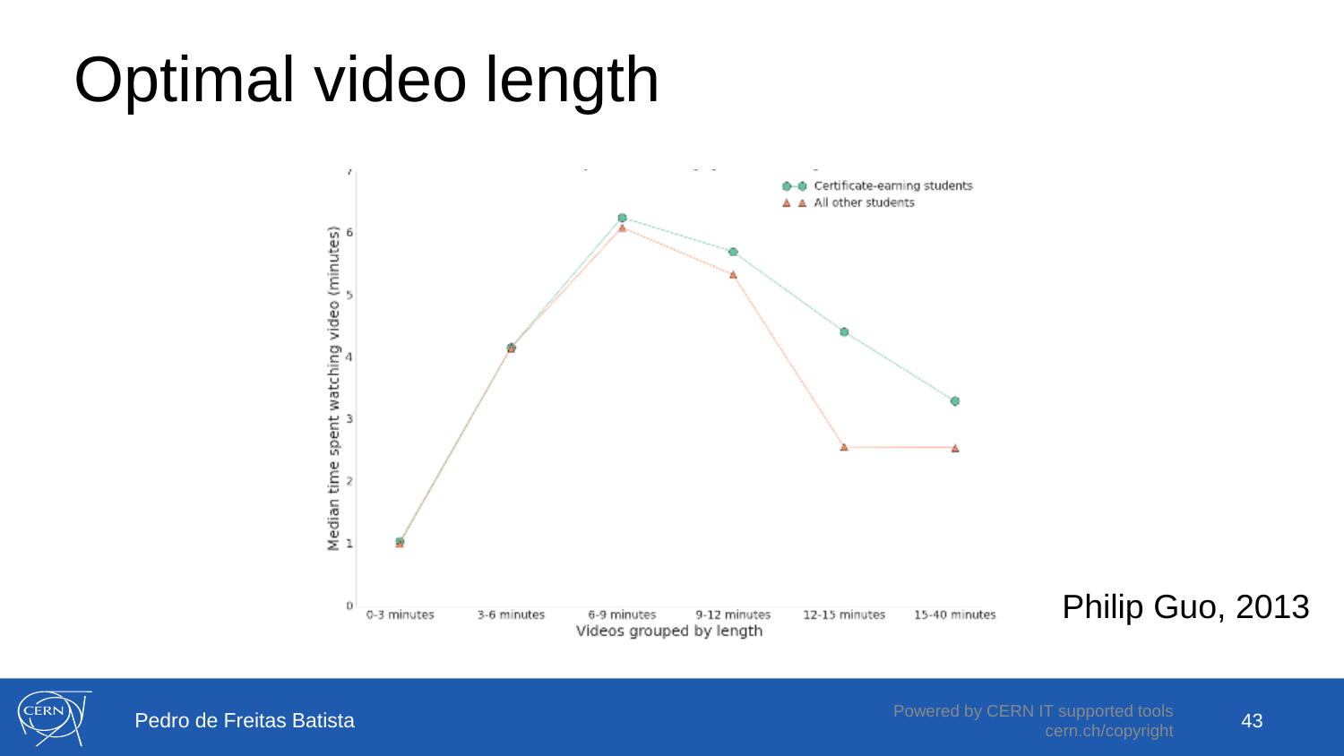# Optimal video length

Philip Guo, 2013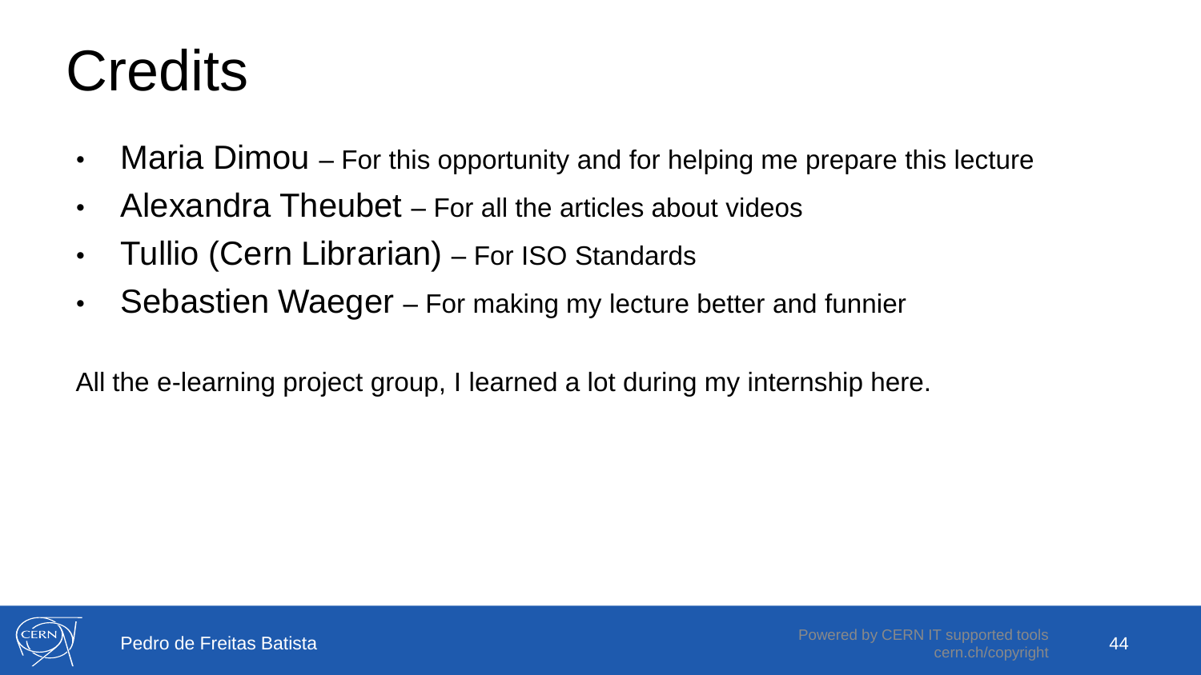# Credits

- Maria Dimou – For this opportunity and for helping me prepare this lecture
- Alexandra Theubet – For all the articles about videos
- Tullio (Cern Librarian) – For ISO Standards
- Sebastien Waeger – For making my lecture better and funnier

All the e-learning project group, I learned a lot during my internship here.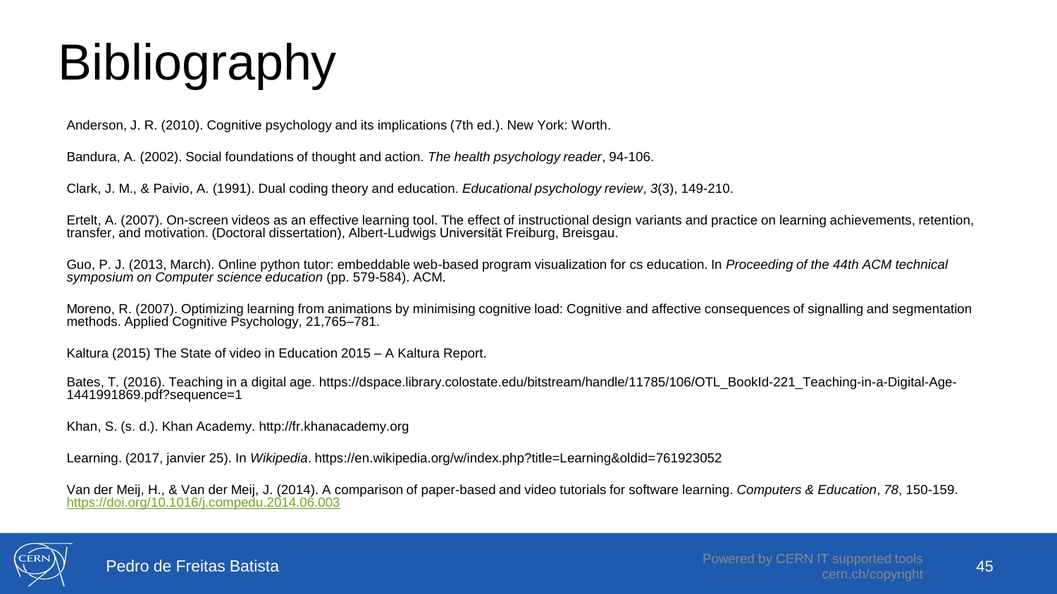# Bibliography

Anderson, J. R. (2010). Cognitive psychology and its implications (7th ed.). New York: Worth.

Bandura, A. (2002). Social foundations of thought and action. *The health psychology reader*, 94-106.

Clark, J. M., & Paivio, A. (1991). Dual coding theory and education. *Educational psychology review*, *3*(3), 149-210.

Ertelt, A. (2007). On-screen videos as an effective learning tool. The effect of instructional design variants and practice on learning achievements, retention, transfer, and motivation. (Doctoral dissertation), Albert-Ludwigs Universität Freiburg, Breisgau.

Guo, P. J. (2013, March). Online python tutor: embeddable web-based program visualization for cs education. In *Proceeding of the 44th ACM technical symposium on Computer science education* (pp. 579-584). ACM.

Moreno, R. (2007). Optimizing learning from animations by minimising cognitive load: Cognitive and affective consequences of signalling and segmentation methods. Applied Cognitive Psychology, 21,765–781.

Kaltura (2015) The State of video in Education 2015 – A Kaltura Report.

Bates, T. (2016). Teaching in a digital age. https://dspace.library.colostate.edu/bitstream/handle/11785/106/OTL_BookId-221_Teaching-in-a-Digital-Age-1441991869.pdf?sequence=1

Khan, S. (s. d.). Khan Academy. http://fr.khanacademy.org

Learning. (2017, janvier 25). In *Wikipedia*. https://en.wikipedia.org/w/index.php?title=Learning&oldid=761923052

Van der Meij, H., & Van der Meij, J. (2014). A comparison of paper-based and video tutorials for software learning. *Computers & Education*, *78*, 150-159. https://doi.org/10.1016/j.compedu.2014.06.003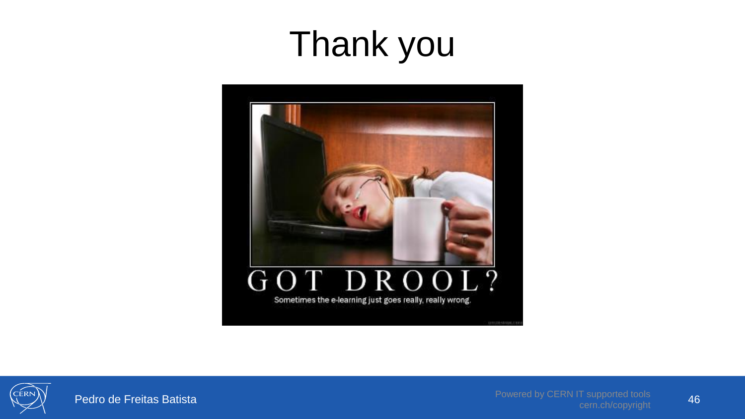# Thank you

GOT DROOL?

Sometimes the e-learning just goes really, really wrong.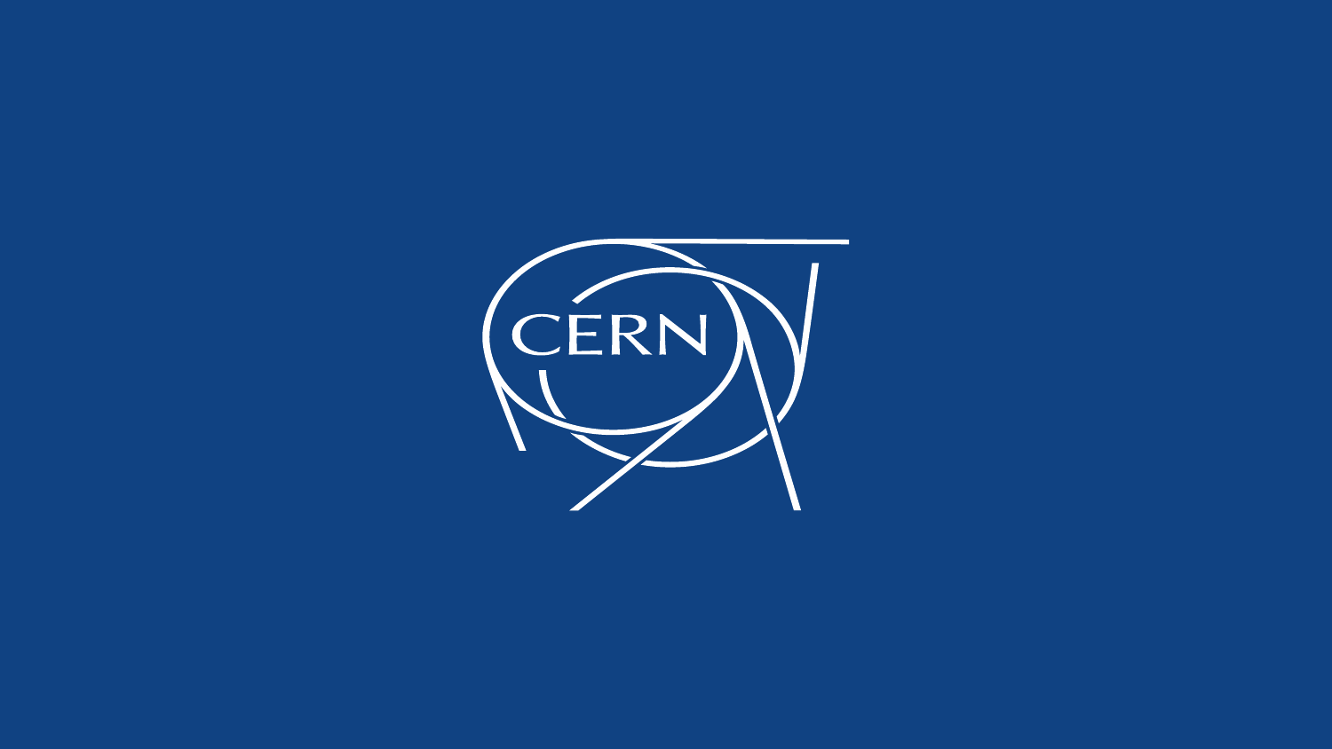CERN